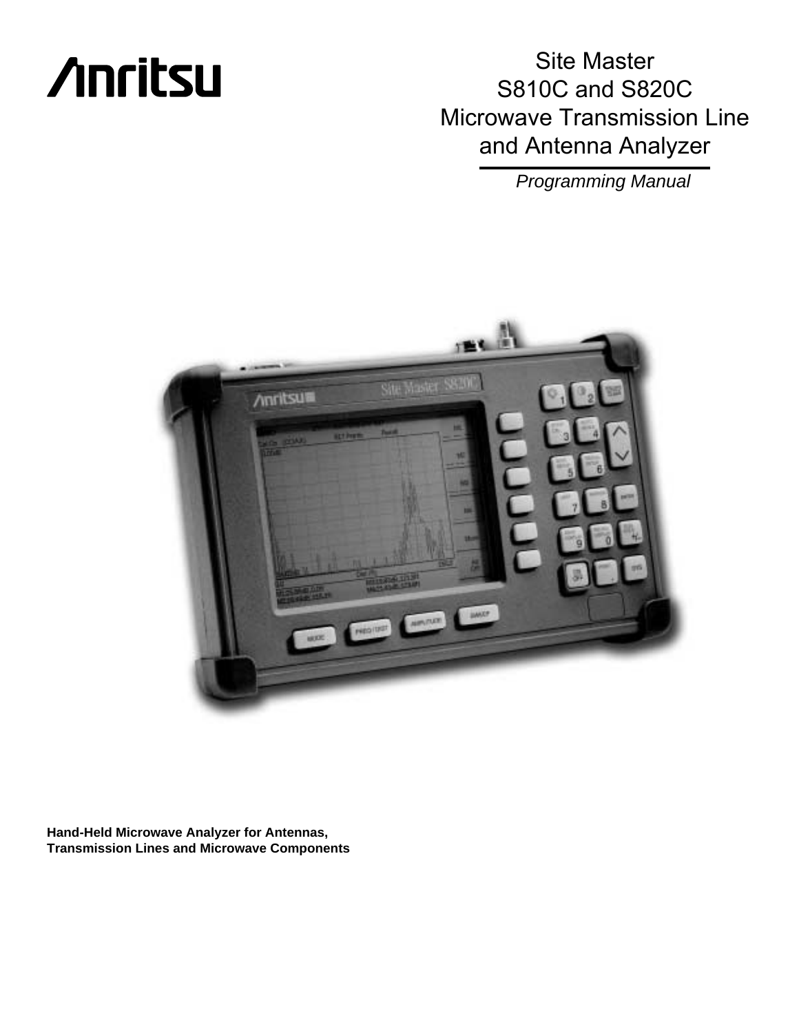# Anritsu

## Site Master S810C and S820C Microwave Transmission Line and Antenna Analyzer

*Programming Manual*

**Hand-Held Microwave Analyzer for Antennas, Transmission Lines and Microwave Components**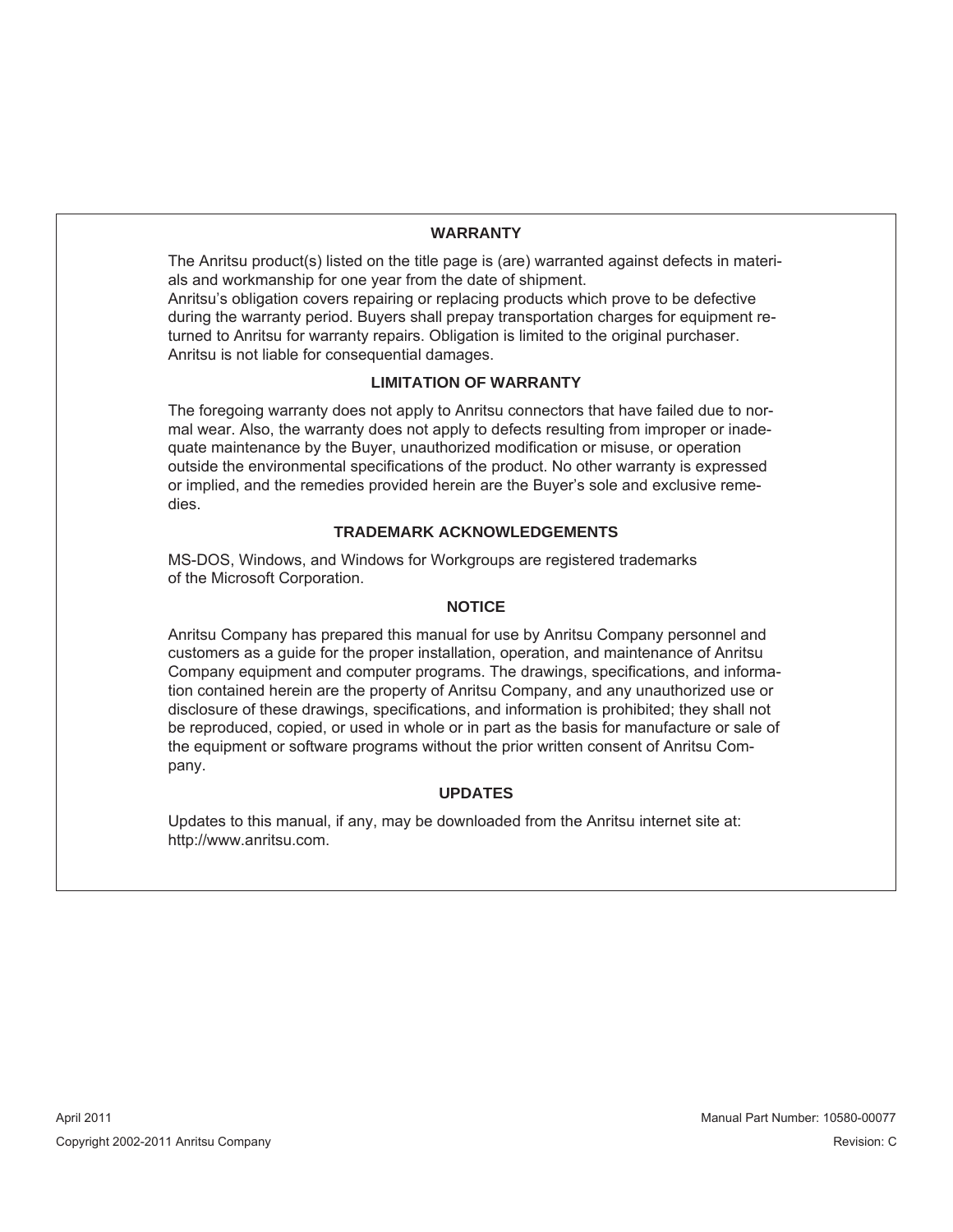## WARRANTY

The Anritsu product(s) listed on the title page is (are) warranted against defects in materials and workmanship for one year from the date of shipment.

Anritsu's obligation covers repairing or replacing products which prove to be defective during the warranty period. Buyers shall prepay transportation charges for equipment returned to Anritsu for warranty repairs. Obligation is limited to the original purchaser. Anritsu is not liable for consequential damages.

## LIMITATION OF WARRANTY

The foregoing warranty does not apply to Anritsu connectors that have failed due to normal wear. Also, the warranty does not apply to defects resulting from improper or inadequate maintenance by the Buyer, unauthorized modification or misuse, or operation outside the environmental specifications of the product. No other warranty is expressed or implied, and the remedies provided herein are the Buyer's sole and exclusive remedies.

## TRADEMARK ACKNOWLEDGEMENTS

MS-DOS, Windows, and Windows for Workgroups are registered trademarks of the Microsoft Corporation.

## NOTICE

Anritsu Company has prepared this manual for use by Anritsu Company personnel and customers as a guide for the proper installation, operation, and maintenance of Anritsu Company equipment and computer programs. The drawings, specifications, and information contained herein are the property of Anritsu Company, and any unauthorized use or disclosure of these drawings, specifications, and information is prohibited; they shall not be reproduced, copied, or used in whole or in part as the basis for manufacture or sale of the equipment or software programs without the prior written consent of Anritsu Company.

## UPDATES

Updates to this manual, if any, may be downloaded from the Anritsu internet site at: http://www.anritsu.com.

April 2011

Copyright 2002-2011 Anritsu Company

Manual Part Number: 10580-00077

Revision: C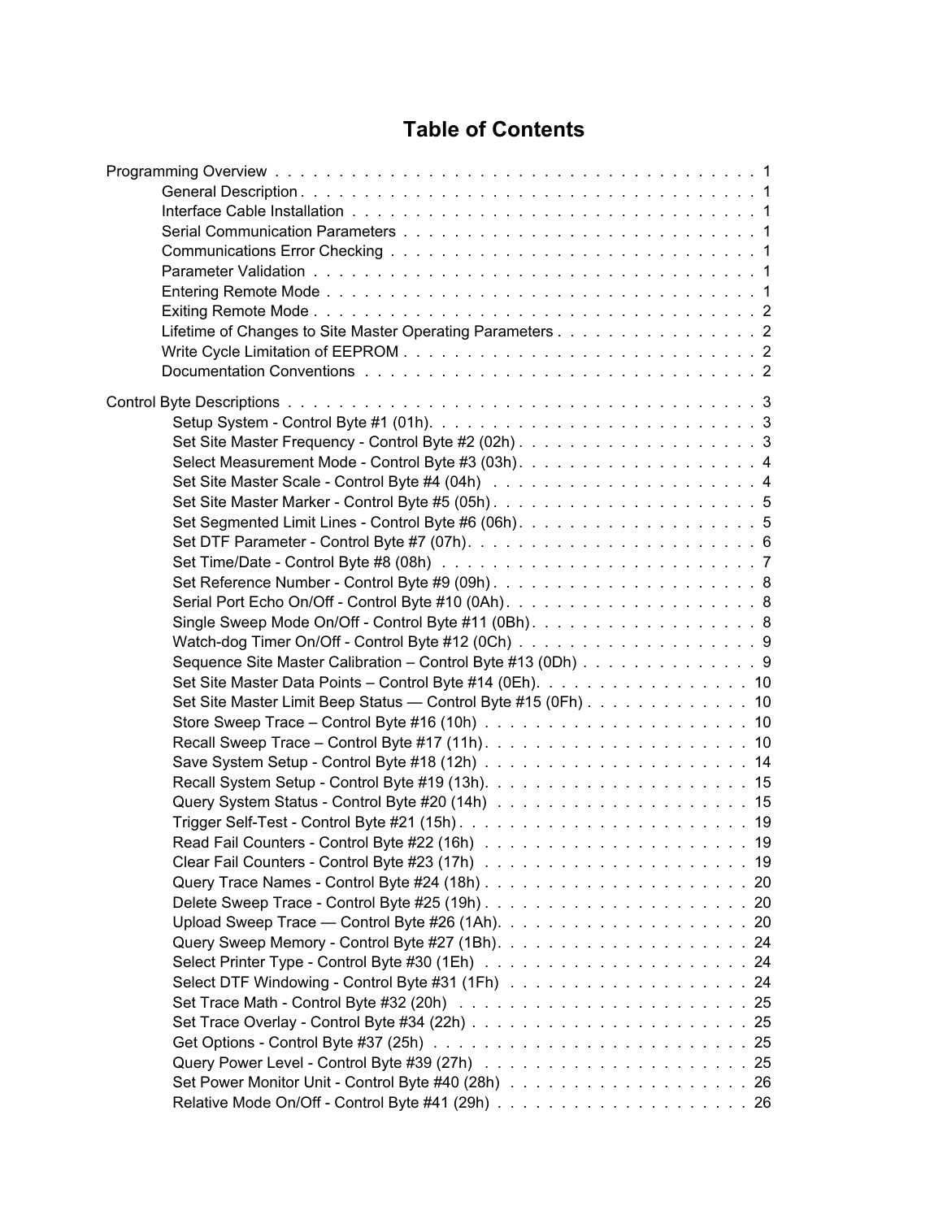# Table of Contents

Programming Overview . . . . . . . . . . . . . . . . . . . . . . . . . . . . . . . . . . . . . . . 1

- General Description . . . . . . . . . . . . . . . . . . . . . . . . . . . . . . . . . . . . . . 1
- Interface Cable Installation . . . . . . . . . . . . . . . . . . . . . . . . . . . . . . . . . . 1
- Serial Communication Parameters . . . . . . . . . . . . . . . . . . . . . . . . . . . . . . 1
- Communications Error Checking . . . . . . . . . . . . . . . . . . . . . . . . . . . . . . . 1
- Parameter Validation . . . . . . . . . . . . . . . . . . . . . . . . . . . . . . . . . . . . . 1
- Entering Remote Mode . . . . . . . . . . . . . . . . . . . . . . . . . . . . . . . . . . . . 1
- Exiting Remote Mode . . . . . . . . . . . . . . . . . . . . . . . . . . . . . . . . . . . . . 2
- Lifetime of Changes to Site Master Operating Parameters . . . . . . . . . . . . . . . . 2
- Write Cycle Limitation of EEPROM . . . . . . . . . . . . . . . . . . . . . . . . . . . . . 2
- Documentation Conventions . . . . . . . . . . . . . . . . . . . . . . . . . . . . . . . . 2

Control Byte Descriptions . . . . . . . . . . . . . . . . . . . . . . . . . . . . . . . . . . . . . 3

- Setup System - Control Byte #1 (01h). . . . . . . . . . . . . . . . . . . . . . . . . . . 3
- Set Site Master Frequency - Control Byte #2 (02h) . . . . . . . . . . . . . . . . . . . 3
- Select Measurement Mode - Control Byte #3 (03h). . . . . . . . . . . . . . . . . . . . 4
- Set Site Master Scale - Control Byte #4 (04h) . . . . . . . . . . . . . . . . . . . . . 4
- Set Site Master Marker - Control Byte #5 (05h) . . . . . . . . . . . . . . . . . . . . . 5
- Set Segmented Limit Lines - Control Byte #6 (06h). . . . . . . . . . . . . . . . . . . 5
- Set DTF Parameter - Control Byte #7 (07h). . . . . . . . . . . . . . . . . . . . . . . 6
- Set Time/Date - Control Byte #8 (08h) . . . . . . . . . . . . . . . . . . . . . . . . . 7
- Set Reference Number - Control Byte #9 (09h) . . . . . . . . . . . . . . . . . . . . . 8
- Serial Port Echo On/Off - Control Byte #10 (0Ah). . . . . . . . . . . . . . . . . . . . 8
- Single Sweep Mode On/Off - Control Byte #11 (0Bh). . . . . . . . . . . . . . . . . . 8
- Watch-dog Timer On/Off - Control Byte #12 (0Ch) . . . . . . . . . . . . . . . . . . . 9
- Sequence Site Master Calibration – Control Byte #13 (0Dh) . . . . . . . . . . . . . . 9
- Set Site Master Data Points – Control Byte #14 (0Eh). . . . . . . . . . . . . . . . . 10
- Set Site Master Limit Beep Status — Control Byte #15 (0Fh) . . . . . . . . . . . . . 10
- Store Sweep Trace – Control Byte #16 (10h) . . . . . . . . . . . . . . . . . . . . . 10
- Recall Sweep Trace – Control Byte #17 (11h). . . . . . . . . . . . . . . . . . . . . 10
- Save System Setup - Control Byte #18 (12h) . . . . . . . . . . . . . . . . . . . . . 14
- Recall System Setup - Control Byte #19 (13h). . . . . . . . . . . . . . . . . . . . . 15
- Query System Status - Control Byte #20 (14h) . . . . . . . . . . . . . . . . . . . . 15
- Trigger Self-Test - Control Byte #21 (15h). . . . . . . . . . . . . . . . . . . . . . . 19
- Read Fail Counters - Control Byte #22 (16h) . . . . . . . . . . . . . . . . . . . . . 19
- Clear Fail Counters - Control Byte #23 (17h) . . . . . . . . . . . . . . . . . . . . . 19
- Query Trace Names - Control Byte #24 (18h) . . . . . . . . . . . . . . . . . . . . . 20
- Delete Sweep Trace - Control Byte #25 (19h) . . . . . . . . . . . . . . . . . . . . . 20
- Upload Sweep Trace — Control Byte #26 (1Ah). . . . . . . . . . . . . . . . . . . . 20
- Query Sweep Memory - Control Byte #27 (1Bh). . . . . . . . . . . . . . . . . . . . 24
- Select Printer Type - Control Byte #30 (1Eh) . . . . . . . . . . . . . . . . . . . . . 24
- Select DTF Windowing - Control Byte #31 (1Fh) . . . . . . . . . . . . . . . . . . . 24
- Set Trace Math - Control Byte #32 (20h) . . . . . . . . . . . . . . . . . . . . . . . 25
- Set Trace Overlay - Control Byte #34 (22h) . . . . . . . . . . . . . . . . . . . . . . 25
- Get Options - Control Byte #37 (25h) . . . . . . . . . . . . . . . . . . . . . . . . . 25
- Query Power Level - Control Byte #39 (27h) . . . . . . . . . . . . . . . . . . . . . 25
- Set Power Monitor Unit - Control Byte #40 (28h) . . . . . . . . . . . . . . . . . . . 26
- Relative Mode On/Off - Control Byte #41 (29h) . . . . . . . . . . . . . . . . . . . . 26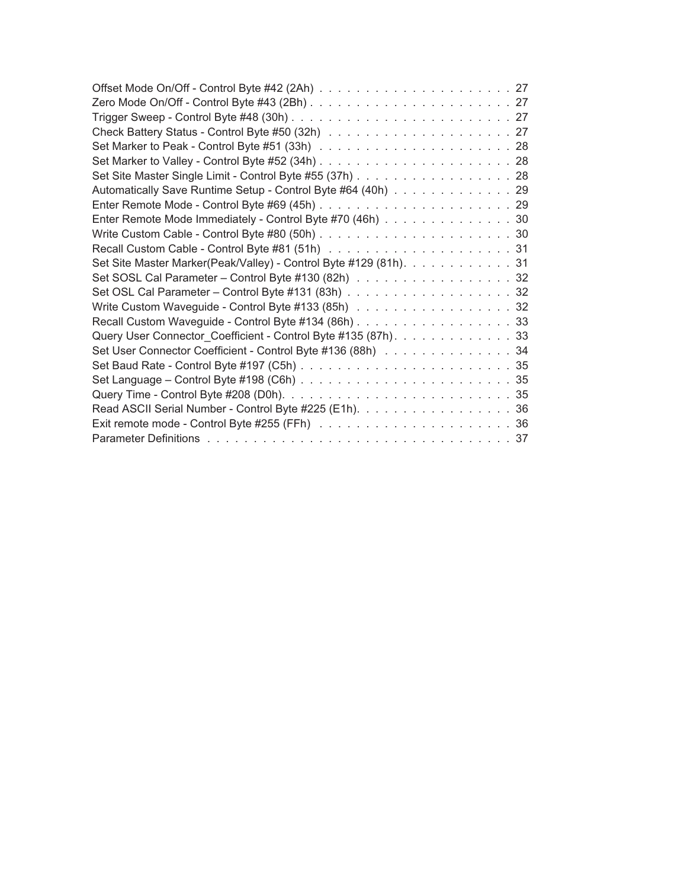Offset Mode On/Off - Control Byte #42 (2Ah) . . . . . . . . . . . . . . . . . . . . . . 27
Zero Mode On/Off - Control Byte #43 (2Bh) . . . . . . . . . . . . . . . . . . . . . . 27
Trigger Sweep - Control Byte #48 (30h) . . . . . . . . . . . . . . . . . . . . . . . . 27
Check Battery Status - Control Byte #50 (32h) . . . . . . . . . . . . . . . . . . . . . 27
Set Marker to Peak - Control Byte #51 (33h) . . . . . . . . . . . . . . . . . . . . . . 28
Set Marker to Valley - Control Byte #52 (34h) . . . . . . . . . . . . . . . . . . . . . 28
Set Site Master Single Limit - Control Byte #55 (37h) . . . . . . . . . . . . . . . . . 28
Automatically Save Runtime Setup - Control Byte #64 (40h) . . . . . . . . . . . . . 29
Enter Remote Mode - Control Byte #69 (45h) . . . . . . . . . . . . . . . . . . . . . 29
Enter Remote Mode Immediately - Control Byte #70 (46h) . . . . . . . . . . . . . . 30
Write Custom Cable - Control Byte #80 (50h) . . . . . . . . . . . . . . . . . . . . . 30
Recall Custom Cable - Control Byte #81 (51h) . . . . . . . . . . . . . . . . . . . . 31
Set Site Master Marker(Peak/Valley) - Control Byte #129 (81h). . . . . . . . . . . . 31
Set SOSL Cal Parameter – Control Byte #130 (82h) . . . . . . . . . . . . . . . . . 32
Set OSL Cal Parameter – Control Byte #131 (83h) . . . . . . . . . . . . . . . . . . 32
Write Custom Waveguide - Control Byte #133 (85h) . . . . . . . . . . . . . . . . . 32
Recall Custom Waveguide - Control Byte #134 (86h) . . . . . . . . . . . . . . . . . 33
Query User Connector_Coefficient - Control Byte #135 (87h). . . . . . . . . . . . . 33
Set User Connector Coefficient - Control Byte #136 (88h) . . . . . . . . . . . . . . 34
Set Baud Rate - Control Byte #197 (C5h) . . . . . . . . . . . . . . . . . . . . . . . 35
Set Language – Control Byte #198 (C6h) . . . . . . . . . . . . . . . . . . . . . . . 35
Query Time - Control Byte #208 (D0h). . . . . . . . . . . . . . . . . . . . . . . . . 35
Read ASCII Serial Number - Control Byte #225 (E1h). . . . . . . . . . . . . . . . . 36
Exit remote mode - Control Byte #255 (FFh) . . . . . . . . . . . . . . . . . . . . . 36
Parameter Definitions . . . . . . . . . . . . . . . . . . . . . . . . . . . . . . . . . 37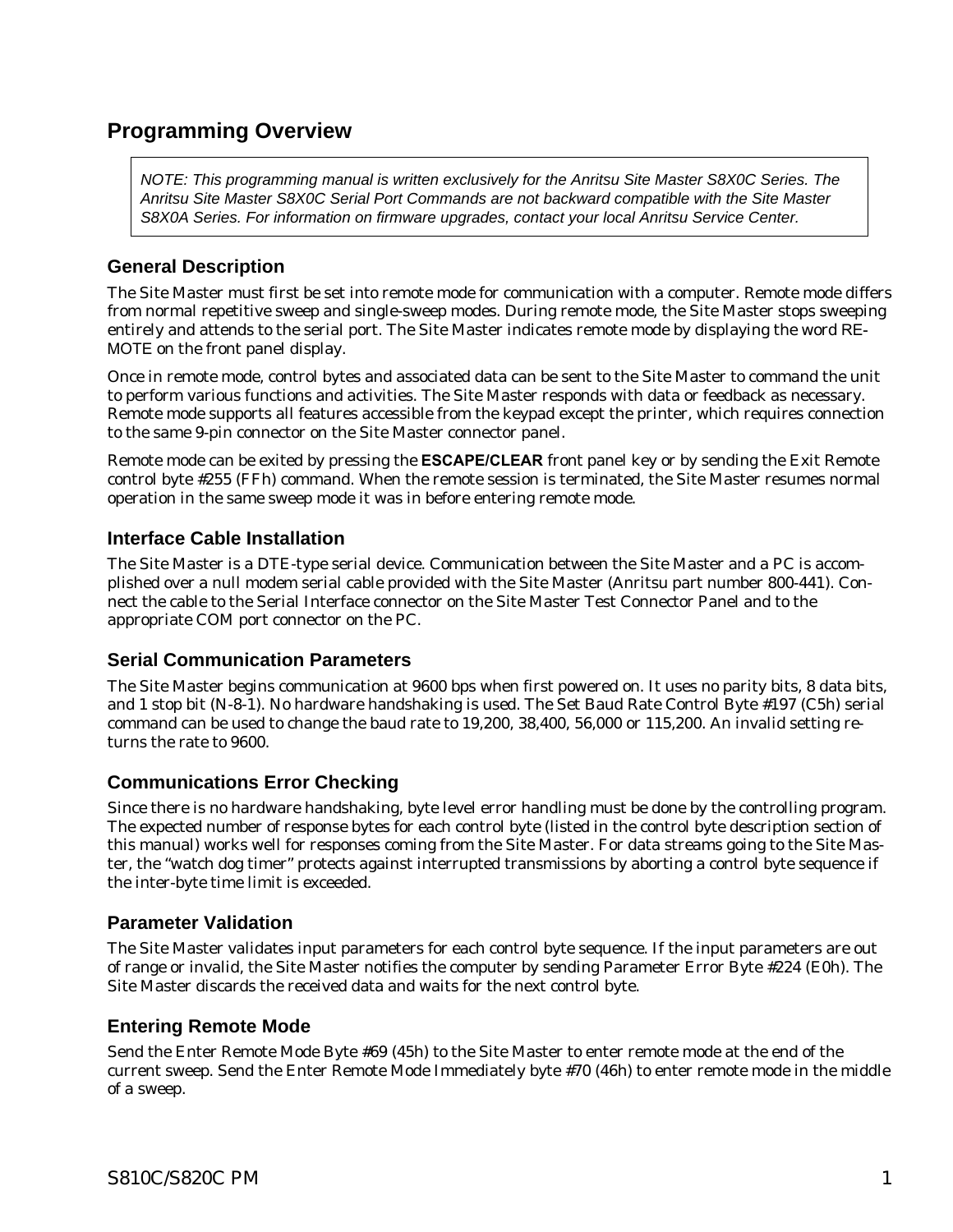# Programming Overview

> *NOTE: This programming manual is written exclusively for the Anritsu Site Master S8X0C Series. The Anritsu Site Master S8X0C Serial Port Commands are not backward compatible with the Site Master S8X0A Series. For information on firmware upgrades, contact your local Anritsu Service Center.*

## General Description

The Site Master must first be set into remote mode for communication with a computer. Remote mode differs from normal repetitive sweep and single-sweep modes. During remote mode, the Site Master stops sweeping entirely and attends to the serial port. The Site Master indicates remote mode by displaying the word REMOTE on the front panel display.

Once in remote mode, control bytes and associated data can be sent to the Site Master to command the unit to perform various functions and activities. The Site Master responds with data or feedback as necessary. Remote mode supports all features accessible from the keypad except the printer, which requires connection to the same 9-pin connector on the Site Master connector panel.

Remote mode can be exited by pressing the **ESCAPE/CLEAR** front panel key or by sending the Exit Remote control byte #255 (FFh) command. When the remote session is terminated, the Site Master resumes normal operation in the same sweep mode it was in before entering remote mode.

## Interface Cable Installation

The Site Master is a DTE-type serial device. Communication between the Site Master and a PC is accomplished over a null modem serial cable provided with the Site Master (Anritsu part number 800-441). Connect the cable to the Serial Interface connector on the Site Master Test Connector Panel and to the appropriate COM port connector on the PC.

## Serial Communication Parameters

The Site Master begins communication at 9600 bps when first powered on. It uses no parity bits, 8 data bits, and 1 stop bit (N-8-1). No hardware handshaking is used. The Set Baud Rate Control Byte #197 (C5h) serial command can be used to change the baud rate to 19,200, 38,400, 56,000 or 115,200. An invalid setting returns the rate to 9600.

## Communications Error Checking

Since there is no hardware handshaking, byte level error handling must be done by the controlling program. The expected number of response bytes for each control byte (listed in the control byte description section of this manual) works well for responses coming from the Site Master. For data streams going to the Site Master, the "watch dog timer" protects against interrupted transmissions by aborting a control byte sequence if the inter-byte time limit is exceeded.

## Parameter Validation

The Site Master validates input parameters for each control byte sequence. If the input parameters are out of range or invalid, the Site Master notifies the computer by sending Parameter Error Byte #224 (E0h). The Site Master discards the received data and waits for the next control byte.

## Entering Remote Mode

Send the Enter Remote Mode Byte #69 (45h) to the Site Master to enter remote mode at the end of the current sweep. Send the Enter Remote Mode Immediately byte #70 (46h) to enter remote mode in the middle of a sweep.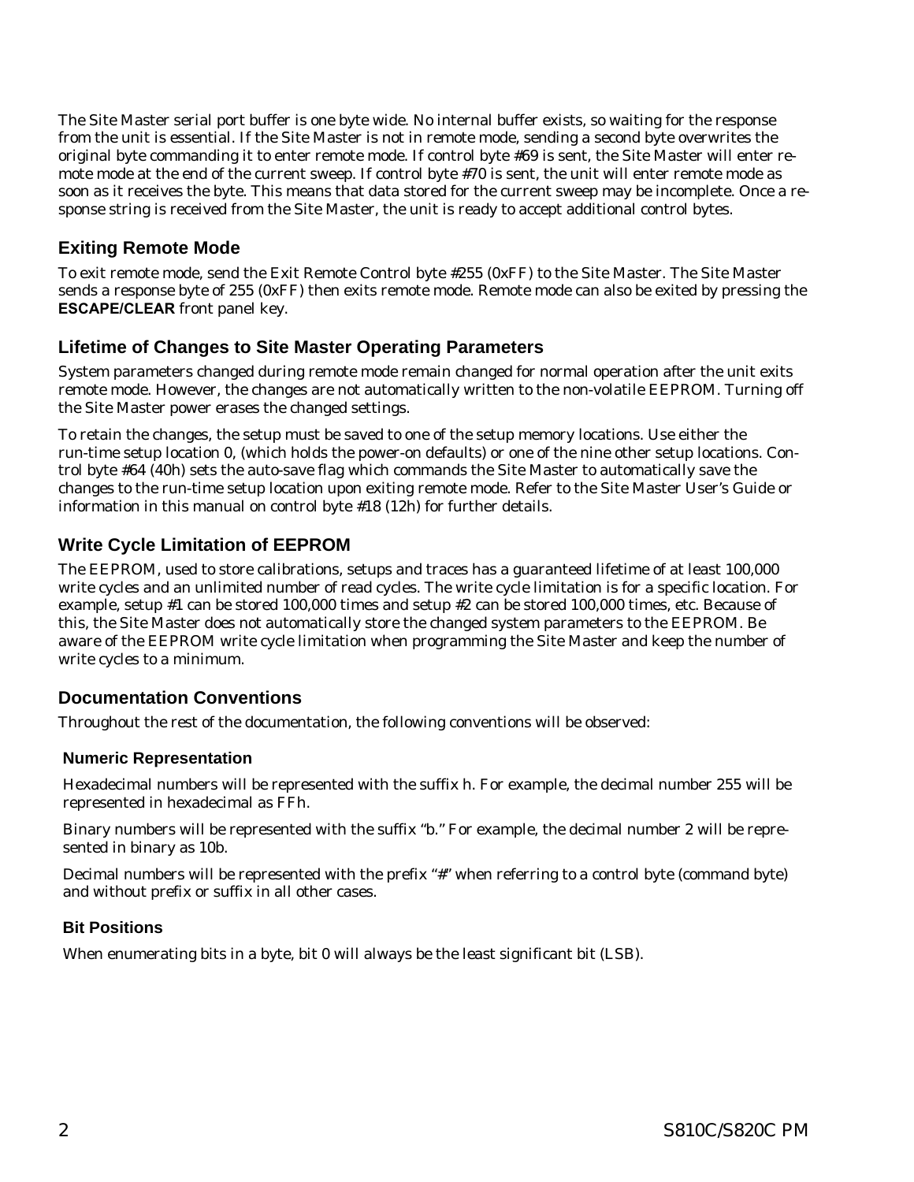The Site Master serial port buffer is one byte wide. No internal buffer exists, so waiting for the response from the unit is essential. If the Site Master is not in remote mode, sending a second byte overwrites the original byte commanding it to enter remote mode. If control byte #69 is sent, the Site Master will enter remote mode at the end of the current sweep. If control byte #70 is sent, the unit will enter remote mode as soon as it receives the byte. This means that data stored for the current sweep may be incomplete. Once a response string is received from the Site Master, the unit is ready to accept additional control bytes.

## Exiting Remote Mode

To exit remote mode, send the Exit Remote Control byte #255 (0xFF) to the Site Master. The Site Master sends a response byte of 255 (0xFF) then exits remote mode. Remote mode can also be exited by pressing the **ESCAPE/CLEAR** front panel key.

## Lifetime of Changes to Site Master Operating Parameters

System parameters changed during remote mode remain changed for normal operation after the unit exits remote mode. However, the changes are not automatically written to the non-volatile EEPROM. Turning off the Site Master power erases the changed settings.

To retain the changes, the setup must be saved to one of the setup memory locations. Use either the run-time setup location 0, (which holds the power-on defaults) or one of the nine other setup locations. Control byte #64 (40h) sets the auto-save flag which commands the Site Master to automatically save the changes to the run-time setup location upon exiting remote mode. Refer to the Site Master User's Guide or information in this manual on control byte #18 (12h) for further details.

## Write Cycle Limitation of EEPROM

The EEPROM, used to store calibrations, setups and traces has a guaranteed lifetime of at least 100,000 write cycles and an unlimited number of read cycles. The write cycle limitation is for a specific location. For example, setup #1 can be stored 100,000 times and setup #2 can be stored 100,000 times, etc. Because of this, the Site Master does not automatically store the changed system parameters to the EEPROM. Be aware of the EEPROM write cycle limitation when programming the Site Master and keep the number of write cycles to a minimum.

## Documentation Conventions

Throughout the rest of the documentation, the following conventions will be observed:

### Numeric Representation

Hexadecimal numbers will be represented with the suffix h. For example, the decimal number 255 will be represented in hexadecimal as FFh.

Binary numbers will be represented with the suffix "b." For example, the decimal number 2 will be represented in binary as 10b.

Decimal numbers will be represented with the prefix "#" when referring to a control byte (command byte) and without prefix or suffix in all other cases.

### Bit Positions

When enumerating bits in a byte, bit 0 will always be the least significant bit (LSB).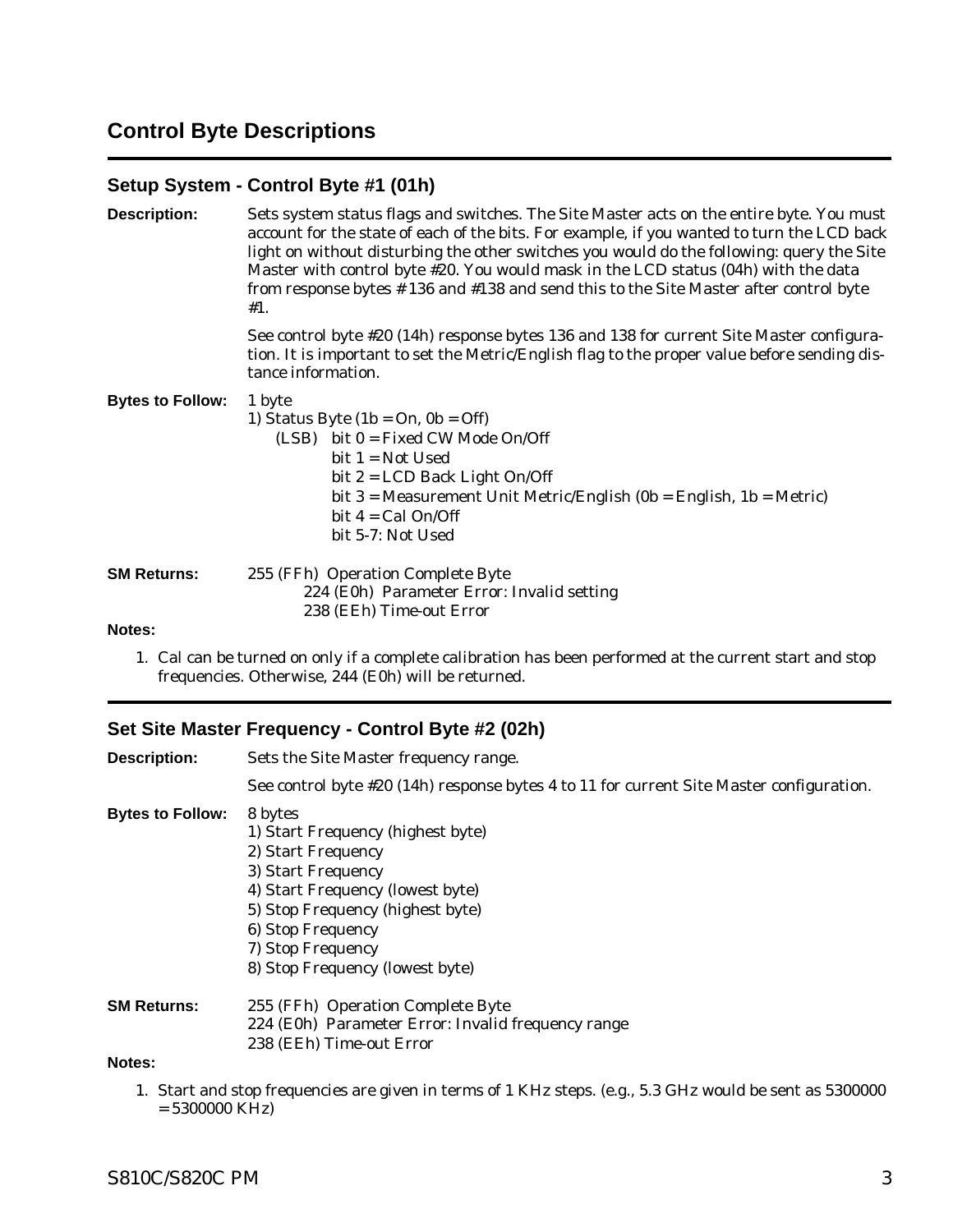# Control Byte Descriptions

## Setup System - Control Byte #1 (01h)

**Description:** Sets system status flags and switches. The Site Master acts on the entire byte. You must account for the state of each of the bits. For example, if you wanted to turn the LCD back light on without disturbing the other switches you would do the following: query the Site Master with control byte #20. You would mask in the LCD status (04h) with the data from response bytes # 136 and #138 and send this to the Site Master after control byte #1.

See control byte #20 (14h) response bytes 136 and 138 for current Site Master configuration. It is important to set the Metric/English flag to the proper value before sending distance information.

**Bytes to Follow:** 1 byte

1) Status Byte (1b = On, 0b = Off)

- (LSB) bit 0 = Fixed CW Mode On/Off
- bit 1 = Not Used
- bit 2 = LCD Back Light On/Off
- bit 3 = Measurement Unit Metric/English (0b = English, 1b = Metric)
- bit 4 = Cal On/Off
- bit 5-7: Not Used

**SM Returns:** 255 (FFh) Operation Complete Byte
224 (E0h) Parameter Error: Invalid setting
238 (EEh) Time-out Error

**Notes:**

1. Cal can be turned on only if a complete calibration has been performed at the current start and stop frequencies. Otherwise, 244 (E0h) will be returned.

## Set Site Master Frequency - Control Byte #2 (02h)

**Description:** Sets the Site Master frequency range.

See control byte #20 (14h) response bytes 4 to 11 for current Site Master configuration.

**Bytes to Follow:** 8 bytes

1) Start Frequency (highest byte)
2) Start Frequency
3) Start Frequency
4) Start Frequency (lowest byte)
5) Stop Frequency (highest byte)
6) Stop Frequency
7) Stop Frequency
8) Stop Frequency (lowest byte)

**SM Returns:** 255 (FFh) Operation Complete Byte
224 (E0h) Parameter Error: Invalid frequency range
238 (EEh) Time-out Error

**Notes:**

1. Start and stop frequencies are given in terms of 1 KHz steps. (e.g., 5.3 GHz would be sent as 5300000 = 5300000 KHz)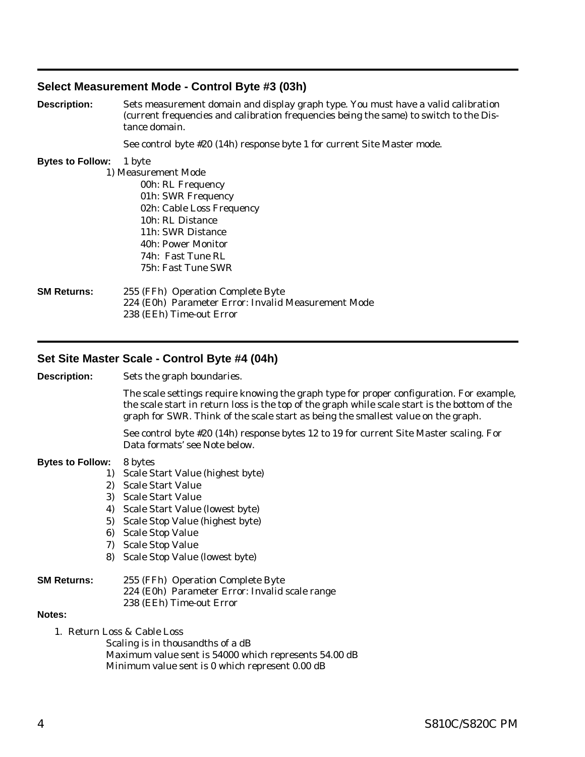## Select Measurement Mode - Control Byte #3 (03h)

**Description:** Sets measurement domain and display graph type. You must have a valid calibration (current frequencies and calibration frequencies being the same) to switch to the Distance domain.

See control byte #20 (14h) response byte 1 for current Site Master mode.

**Bytes to Follow:** 1 byte

1) Measurement Mode
   - 00h: RL Frequency
   - 01h: SWR Frequency
   - 02h: Cable Loss Frequency
   - 10h: RL Distance
   - 11h: SWR Distance
   - 40h: Power Monitor
   - 74h: Fast Tune RL
   - 75h: Fast Tune SWR

**SM Returns:**

255 (FFh) Operation Complete Byte
224 (E0h) Parameter Error: Invalid Measurement Mode
238 (EEh) Time-out Error

## Set Site Master Scale - Control Byte #4 (04h)

**Description:** Sets the graph boundaries.

The scale settings require knowing the graph type for proper configuration. For example, the scale start in return loss is the top of the graph while scale start is the bottom of the graph for SWR. Think of the scale start as being the smallest value on the graph.

See control byte #20 (14h) response bytes 12 to 19 for current Site Master scaling. For Data formats' see Note below.

**Bytes to Follow:** 8 bytes

1) Scale Start Value (highest byte)
2) Scale Start Value
3) Scale Start Value
4) Scale Start Value (lowest byte)
5) Scale Stop Value (highest byte)
6) Scale Stop Value
7) Scale Stop Value
8) Scale Stop Value (lowest byte)

**SM Returns:**

255 (FFh) Operation Complete Byte
224 (E0h) Parameter Error: Invalid scale range
238 (EEh) Time-out Error

**Notes:**

1. Return Loss & Cable Loss
   Scaling is in thousandths of a dB
   Maximum value sent is 54000 which represents 54.00 dB
   Minimum value sent is 0 which represent 0.00 dB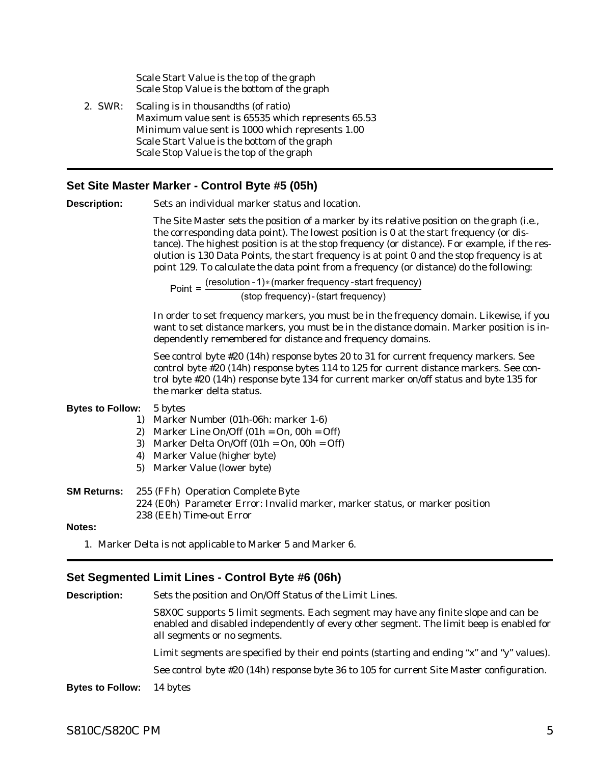Scale Start Value is the top of the graph
Scale Stop Value is the bottom of the graph

2. SWR: Scaling is in thousandths (of ratio)
   Maximum value sent is 65535 which represents 65.53
   Minimum value sent is 1000 which represents 1.00
   Scale Start Value is the bottom of the graph
   Scale Stop Value is the top of the graph

## Set Site Master Marker - Control Byte #5 (05h)

**Description:** Sets an individual marker status and location.

The Site Master sets the position of a marker by its relative position on the graph (i.e., the corresponding data point). The lowest position is 0 at the start frequency (or distance). The highest position is at the stop frequency (or distance). For example, if the resolution is 130 Data Points, the start frequency is at point 0 and the stop frequency is at point 129. To calculate the data point from a frequency (or distance) do the following:

$$\text{Point} = \frac{(\text{resolution} - 1) * (\text{marker frequency} - \text{start frequency})}{(\text{stop frequency}) - (\text{start frequency})}$$

In order to set frequency markers, you must be in the frequency domain. Likewise, if you want to set distance markers, you must be in the distance domain. Marker position is independently remembered for distance and frequency domains.

See control byte #20 (14h) response bytes 20 to 31 for current frequency markers. See control byte #20 (14h) response bytes 114 to 125 for current distance markers. See control byte #20 (14h) response byte 134 for current marker on/off status and byte 135 for the marker delta status.

**Bytes to Follow:** 5 bytes

1) Marker Number (01h-06h: marker 1-6)
2) Marker Line On/Off (01h = On, 00h = Off)
3) Marker Delta On/Off (01h = On, 00h = Off)
4) Marker Value (higher byte)
5) Marker Value (lower byte)

**SM Returns:** 255 (FFh) Operation Complete Byte
224 (E0h) Parameter Error: Invalid marker, marker status, or marker position
238 (EEh) Time-out Error

**Notes:**

1. Marker Delta is not applicable to Marker 5 and Marker 6.

## Set Segmented Limit Lines - Control Byte #6 (06h)

**Description:** Sets the position and On/Off Status of the Limit Lines.

S8X0C supports 5 limit segments. Each segment may have any finite slope and can be enabled and disabled independently of every other segment. The limit beep is enabled for all segments or no segments.

Limit segments are specified by their end points (starting and ending "x" and "y" values).

See control byte #20 (14h) response byte 36 to 105 for current Site Master configuration.

**Bytes to Follow:** 14 bytes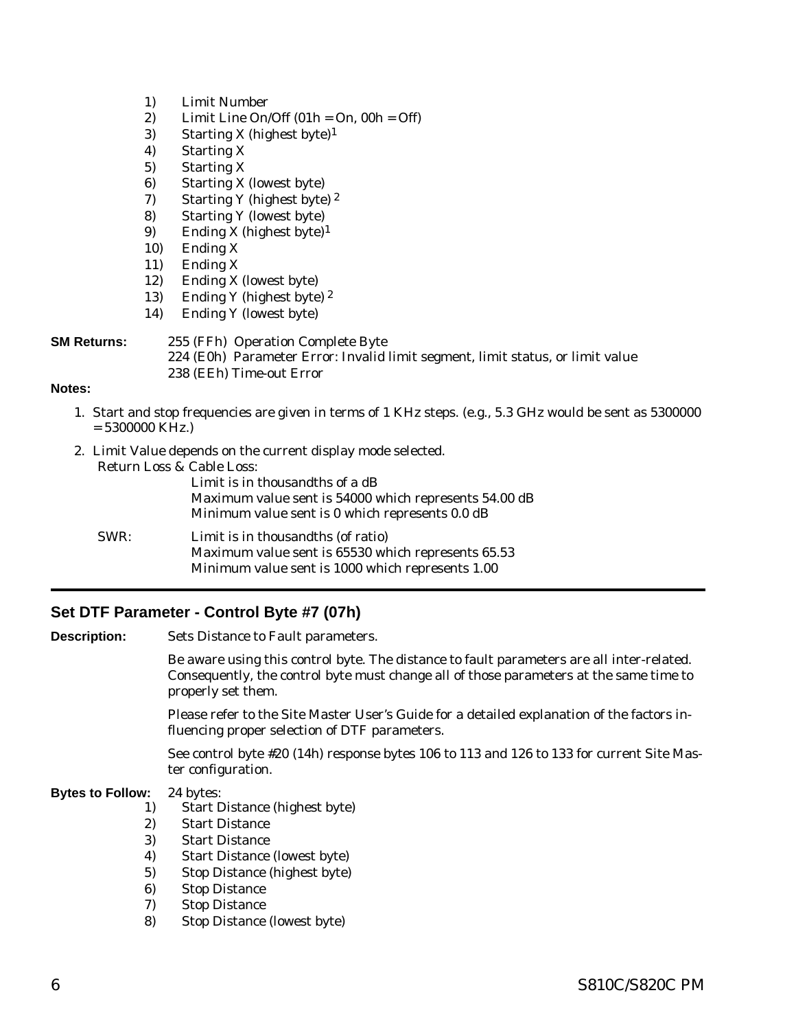1) Limit Number
2) Limit Line On/Off (01h = On, 00h = Off)
3) Starting X (highest byte)[1]
4) Starting X
5) Starting X
6) Starting X (lowest byte)
7) Starting Y (highest byte) [2]
8) Starting Y (lowest byte)
9) Ending X (highest byte)[1]
10) Ending X
11) Ending X
12) Ending X (lowest byte)
13) Ending Y (highest byte) [2]
14) Ending Y (lowest byte)

**SM Returns:** 255 (FFh) Operation Complete Byte
224 (E0h) Parameter Error: Invalid limit segment, limit status, or limit value
238 (EEh) Time-out Error

**Notes:**

1. Start and stop frequencies are given in terms of 1 KHz steps. (e.g., 5.3 GHz would be sent as 5300000 = 5300000 KHz.)

2. Limit Value depends on the current display mode selected.
   Return Loss & Cable Loss:
   Limit is in thousandths of a dB
   Maximum value sent is 54000 which represents 54.00 dB
   Minimum value sent is 0 which represents 0.0 dB

   SWR: Limit is in thousandths (of ratio)
   Maximum value sent is 65530 which represents 65.53
   Minimum value sent is 1000 which represents 1.00

---

## Set DTF Parameter - Control Byte #7 (07h)

**Description:** Sets Distance to Fault parameters.

Be aware using this control byte. The distance to fault parameters are all inter-related. Consequently, the control byte must change all of those parameters at the same time to properly set them.

Please refer to the Site Master User's Guide for a detailed explanation of the factors influencing proper selection of DTF parameters.

See control byte #20 (14h) response bytes 106 to 113 and 126 to 133 for current Site Master configuration.

**Bytes to Follow:** 24 bytes:

1) Start Distance (highest byte)
2) Start Distance
3) Start Distance
4) Start Distance (lowest byte)
5) Stop Distance (highest byte)
6) Stop Distance
7) Stop Distance
8) Stop Distance (lowest byte)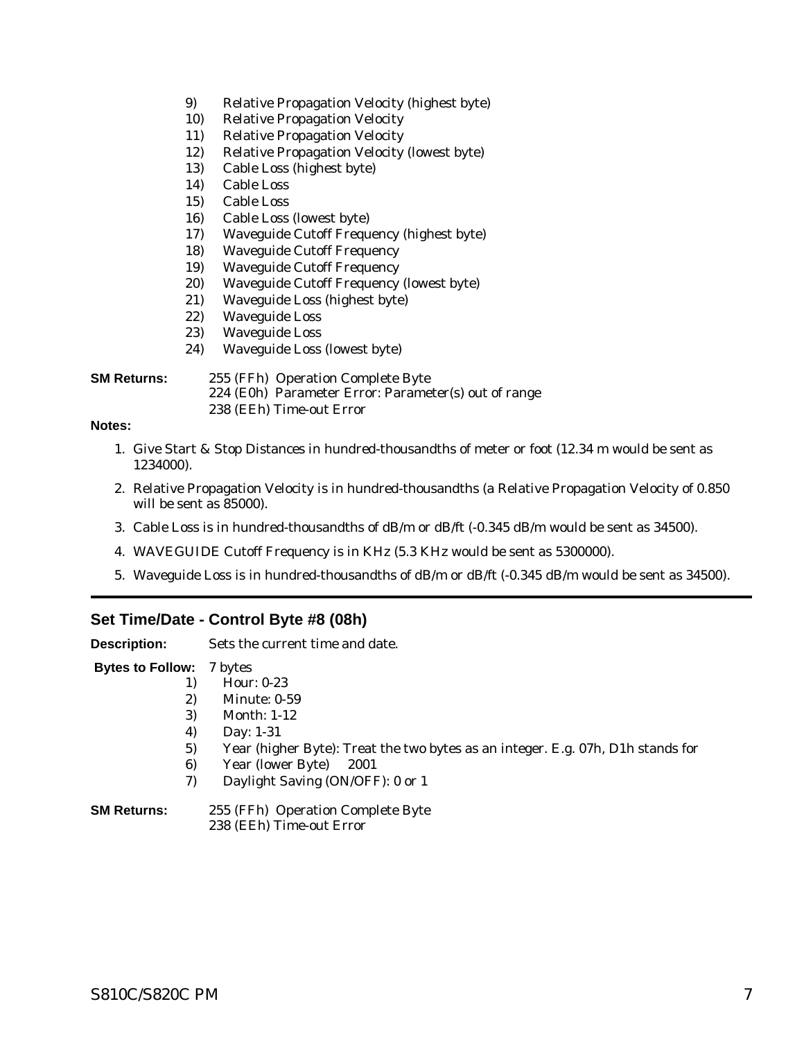9) Relative Propagation Velocity (highest byte)
10) Relative Propagation Velocity
11) Relative Propagation Velocity
12) Relative Propagation Velocity (lowest byte)
13) Cable Loss (highest byte)
14) Cable Loss
15) Cable Loss
16) Cable Loss (lowest byte)
17) Waveguide Cutoff Frequency (highest byte)
18) Waveguide Cutoff Frequency
19) Waveguide Cutoff Frequency
20) Waveguide Cutoff Frequency (lowest byte)
21) Waveguide Loss (highest byte)
22) Waveguide Loss
23) Waveguide Loss
24) Waveguide Loss (lowest byte)

**SM Returns:** 255 (FFh) Operation Complete Byte
224 (E0h) Parameter Error: Parameter(s) out of range
238 (EEh) Time-out Error

**Notes:**

1. Give Start & Stop Distances in hundred-thousandths of meter or foot (12.34 m would be sent as 1234000).
2. Relative Propagation Velocity is in hundred-thousandths (a Relative Propagation Velocity of 0.850 will be sent as 85000).
3. Cable Loss is in hundred-thousandths of dB/m or dB/ft (-0.345 dB/m would be sent as 34500).
4. WAVEGUIDE Cutoff Frequency is in KHz (5.3 KHz would be sent as 5300000).
5. Waveguide Loss is in hundred-thousandths of dB/m or dB/ft (-0.345 dB/m would be sent as 34500).

---

## Set Time/Date - Control Byte #8 (08h)

**Description:** Sets the current time and date.

**Bytes to Follow:** 7 bytes

1) Hour: 0-23
2) Minute: 0-59
3) Month: 1-12
4) Day: 1-31
5) Year (higher Byte): Treat the two bytes as an integer. E.g. 07h, D1h stands for
6) Year (lower Byte) 2001
7) Daylight Saving (ON/OFF): 0 or 1

**SM Returns:** 255 (FFh) Operation Complete Byte
238 (EEh) Time-out Error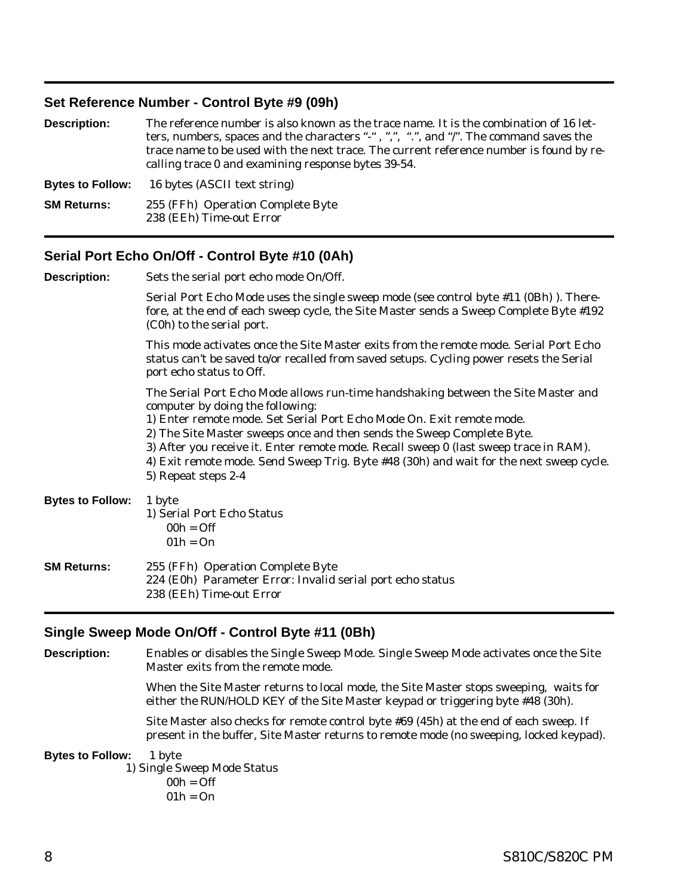## Set Reference Number - Control Byte #9 (09h)

**Description:** The reference number is also known as the trace name. It is the combination of 16 letters, numbers, spaces and the characters "-" , ",", ".", and "/". The command saves the trace name to be used with the next trace. The current reference number is found by recalling trace 0 and examining response bytes 39-54.

**Bytes to Follow:** 16 bytes (ASCII text string)

**SM Returns:** 255 (FFh) Operation Complete Byte
238 (EEh) Time-out Error

## Serial Port Echo On/Off - Control Byte #10 (0Ah)

**Description:** Sets the serial port echo mode On/Off.

Serial Port Echo Mode uses the single sweep mode (see control byte #11 (0Bh) ). Therefore, at the end of each sweep cycle, the Site Master sends a Sweep Complete Byte #192 (C0h) to the serial port.

This mode activates once the Site Master exits from the remote mode. Serial Port Echo status can't be saved to/or recalled from saved setups. Cycling power resets the Serial port echo status to Off.

The Serial Port Echo Mode allows run-time handshaking between the Site Master and computer by doing the following:
1) Enter remote mode. Set Serial Port Echo Mode On. Exit remote mode.
2) The Site Master sweeps once and then sends the Sweep Complete Byte.
3) After you receive it. Enter remote mode. Recall sweep 0 (last sweep trace in RAM).
4) Exit remote mode. Send Sweep Trig. Byte #48 (30h) and wait for the next sweep cycle.
5) Repeat steps 2-4

**Bytes to Follow:** 1 byte
1) Serial Port Echo Status
00h = Off
01h = On

**SM Returns:** 255 (FFh) Operation Complete Byte
224 (E0h) Parameter Error: Invalid serial port echo status
238 (EEh) Time-out Error

## Single Sweep Mode On/Off - Control Byte #11 (0Bh)

**Description:** Enables or disables the Single Sweep Mode. Single Sweep Mode activates once the Site Master exits from the remote mode.

When the Site Master returns to local mode, the Site Master stops sweeping, waits for either the RUN/HOLD KEY of the Site Master keypad or triggering byte #48 (30h).

Site Master also checks for remote control byte #69 (45h) at the end of each sweep. If present in the buffer, Site Master returns to remote mode (no sweeping, locked keypad).

**Bytes to Follow:** 1 byte
1) Single Sweep Mode Status
00h = Off
01h = On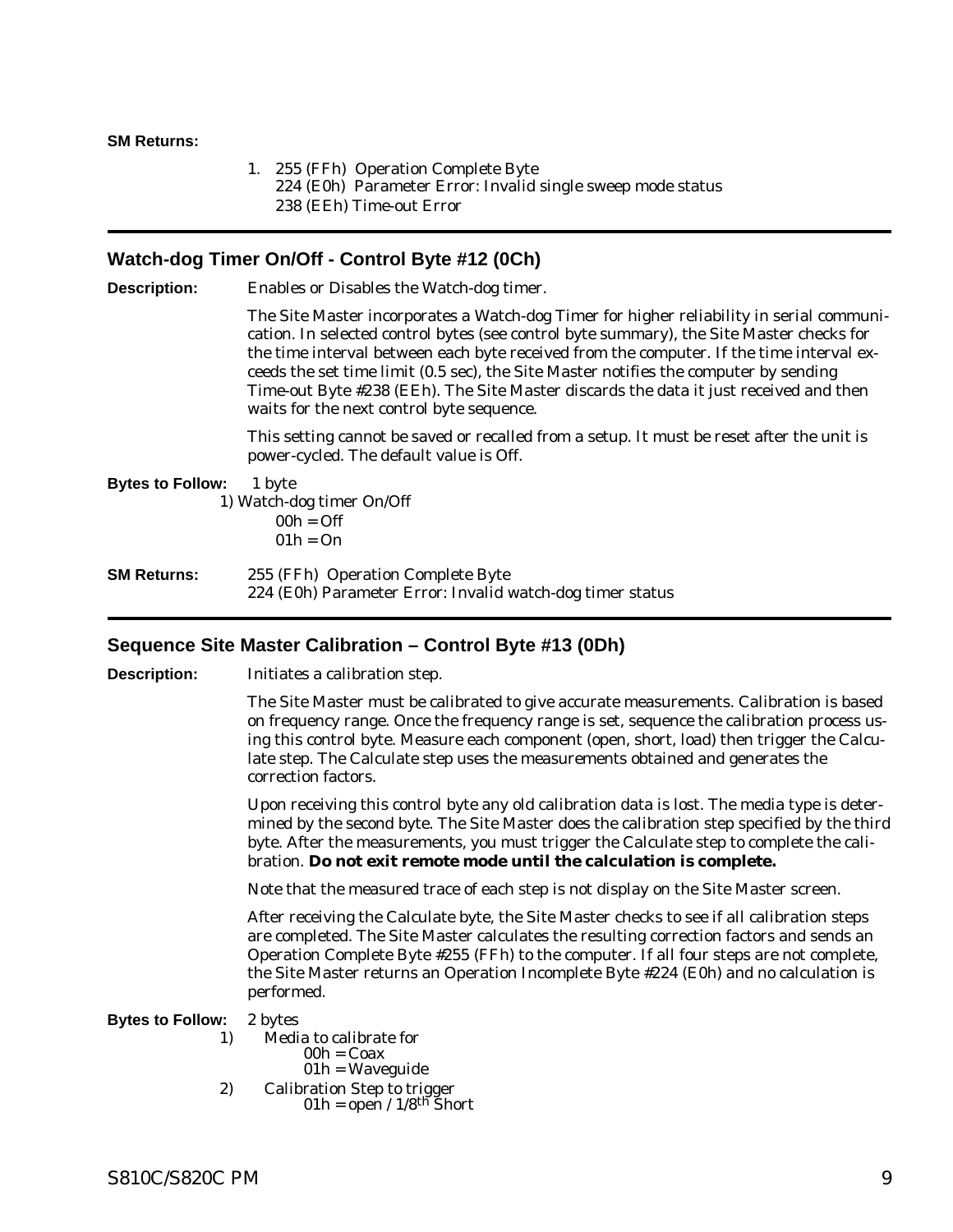**SM Returns:**

1. 255 (FFh) Operation Complete Byte
   224 (E0h) Parameter Error: Invalid single sweep mode status
   238 (EEh) Time-out Error

---

## Watch-dog Timer On/Off - Control Byte #12 (0Ch)

**Description:** Enables or Disables the Watch-dog timer.

The Site Master incorporates a Watch-dog Timer for higher reliability in serial communication. In selected control bytes (see control byte summary), the Site Master checks for the time interval between each byte received from the computer. If the time interval exceeds the set time limit (0.5 sec), the Site Master notifies the computer by sending Time-out Byte #238 (EEh). The Site Master discards the data it just received and then waits for the next control byte sequence.

This setting cannot be saved or recalled from a setup. It must be reset after the unit is power-cycled. The default value is Off.

**Bytes to Follow:** 1 byte

1) Watch-dog timer On/Off
   00h = Off
   01h = On

**SM Returns:** 255 (FFh) Operation Complete Byte
224 (E0h) Parameter Error: Invalid watch-dog timer status

---

## Sequence Site Master Calibration – Control Byte #13 (0Dh)

**Description:** Initiates a calibration step.

The Site Master must be calibrated to give accurate measurements. Calibration is based on frequency range. Once the frequency range is set, sequence the calibration process using this control byte. Measure each component (open, short, load) then trigger the Calculate step. The Calculate step uses the measurements obtained and generates the correction factors.

Upon receiving this control byte any old calibration data is lost. The media type is determined by the second byte. The Site Master does the calibration step specified by the third byte. After the measurements, you must trigger the Calculate step to complete the calibration. **Do not exit remote mode until the calculation is complete.**

Note that the measured trace of each step is not display on the Site Master screen.

After receiving the Calculate byte, the Site Master checks to see if all calibration steps are completed. The Site Master calculates the resulting correction factors and sends an Operation Complete Byte #255 (FFh) to the computer. If all four steps are not complete, the Site Master returns an Operation Incomplete Byte #224 (E0h) and no calculation is performed.

**Bytes to Follow:** 2 bytes

1) Media to calibrate for
   00h = Coax
   01h = Waveguide
2) Calibration Step to trigger
   01h = open / 1/8$^{th}$ Short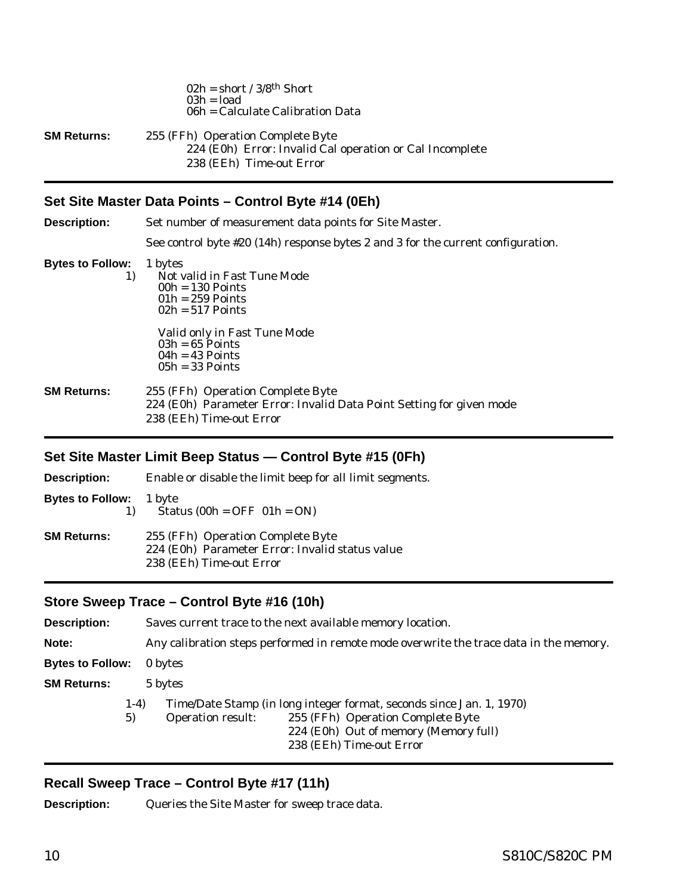02h = short / 3/8th Short
03h = load
06h = Calculate Calibration Data

**SM Returns:** 255 (FFh) Operation Complete Byte
224 (E0h) Error: Invalid Cal operation or Cal Incomplete
238 (EEh) Time-out Error

## Set Site Master Data Points – Control Byte #14 (0Eh)

**Description:** Set number of measurement data points for Site Master.

See control byte #20 (14h) response bytes 2 and 3 for the current configuration.

**Bytes to Follow:** 1 bytes

1) Not valid in Fast Tune Mode
00h = 130 Points
01h = 259 Points
02h = 517 Points

Valid only in Fast Tune Mode
03h = 65 Points
04h = 43 Points
05h = 33 Points

**SM Returns:** 255 (FFh) Operation Complete Byte
224 (E0h) Parameter Error: Invalid Data Point Setting for given mode
238 (EEh) Time-out Error

## Set Site Master Limit Beep Status — Control Byte #15 (0Fh)

**Description:** Enable or disable the limit beep for all limit segments.

**Bytes to Follow:** 1 byte

1) Status (00h = OFF 01h = ON)

**SM Returns:** 255 (FFh) Operation Complete Byte
224 (E0h) Parameter Error: Invalid status value
238 (EEh) Time-out Error

## Store Sweep Trace – Control Byte #16 (10h)

**Description:** Saves current trace to the next available memory location.

**Note:** Any calibration steps performed in remote mode overwrite the trace data in the memory.

**Bytes to Follow:** 0 bytes

**SM Returns:** 5 bytes

1-4) Time/Date Stamp (in long integer format, seconds since Jan. 1, 1970)
5) Operation result: 255 (FFh) Operation Complete Byte
224 (E0h) Out of memory (Memory full)
238 (EEh) Time-out Error

## Recall Sweep Trace – Control Byte #17 (11h)

**Description:** Queries the Site Master for sweep trace data.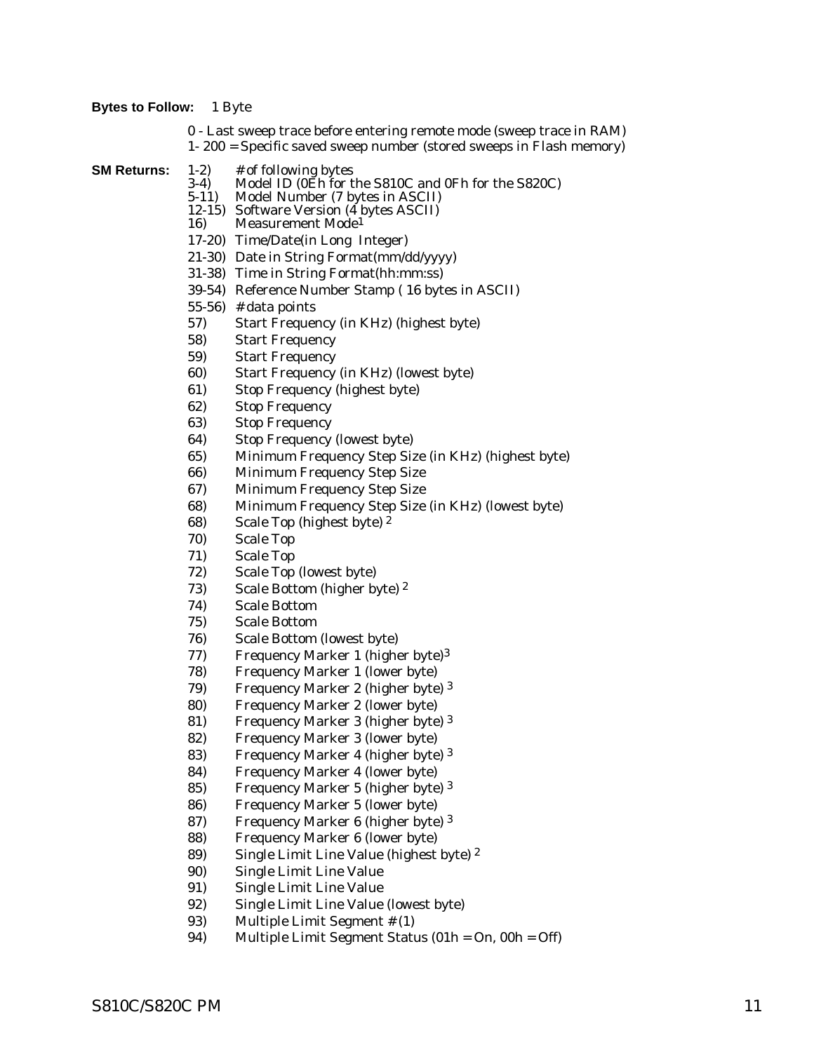**Bytes to Follow:** 1 Byte

0 - Last sweep trace before entering remote mode (sweep trace in RAM)
1- 200 = Specific saved sweep number (stored sweeps in Flash memory)

**SM Returns:**

1-2) # of following bytes
3-4) Model ID (0Eh for the S810C and 0Fh for the S820C)
5-11) Model Number (7 bytes in ASCII)
12-15) Software Version (4 bytes ASCII)
16) Measurement Mode[1]
17-20) Time/Date(in Long Integer)
21-30) Date in String Format(mm/dd/yyyy)
31-38) Time in String Format(hh:mm:ss)
39-54) Reference Number Stamp ( 16 bytes in ASCII)
55-56) # data points
57) Start Frequency (in KHz) (highest byte)
58) Start Frequency
59) Start Frequency
60) Start Frequency (in KHz) (lowest byte)
61) Stop Frequency (highest byte)
62) Stop Frequency
63) Stop Frequency
64) Stop Frequency (lowest byte)
65) Minimum Frequency Step Size (in KHz) (highest byte)
66) Minimum Frequency Step Size
67) Minimum Frequency Step Size
68) Minimum Frequency Step Size (in KHz) (lowest byte)
68) Scale Top (highest byte) [2]
70) Scale Top
71) Scale Top
72) Scale Top (lowest byte)
73) Scale Bottom (higher byte) [2]
74) Scale Bottom
75) Scale Bottom
76) Scale Bottom (lowest byte)
77) Frequency Marker 1 (higher byte)[3]
78) Frequency Marker 1 (lower byte)
79) Frequency Marker 2 (higher byte) [3]
80) Frequency Marker 2 (lower byte)
81) Frequency Marker 3 (higher byte) [3]
82) Frequency Marker 3 (lower byte)
83) Frequency Marker 4 (higher byte) [3]
84) Frequency Marker 4 (lower byte)
85) Frequency Marker 5 (higher byte) [3]
86) Frequency Marker 5 (lower byte)
87) Frequency Marker 6 (higher byte) [3]
88) Frequency Marker 6 (lower byte)
89) Single Limit Line Value (highest byte) [2]
90) Single Limit Line Value
91) Single Limit Line Value
92) Single Limit Line Value (lowest byte)
93) Multiple Limit Segment # (1)
94) Multiple Limit Segment Status (01h = On, 00h = Off)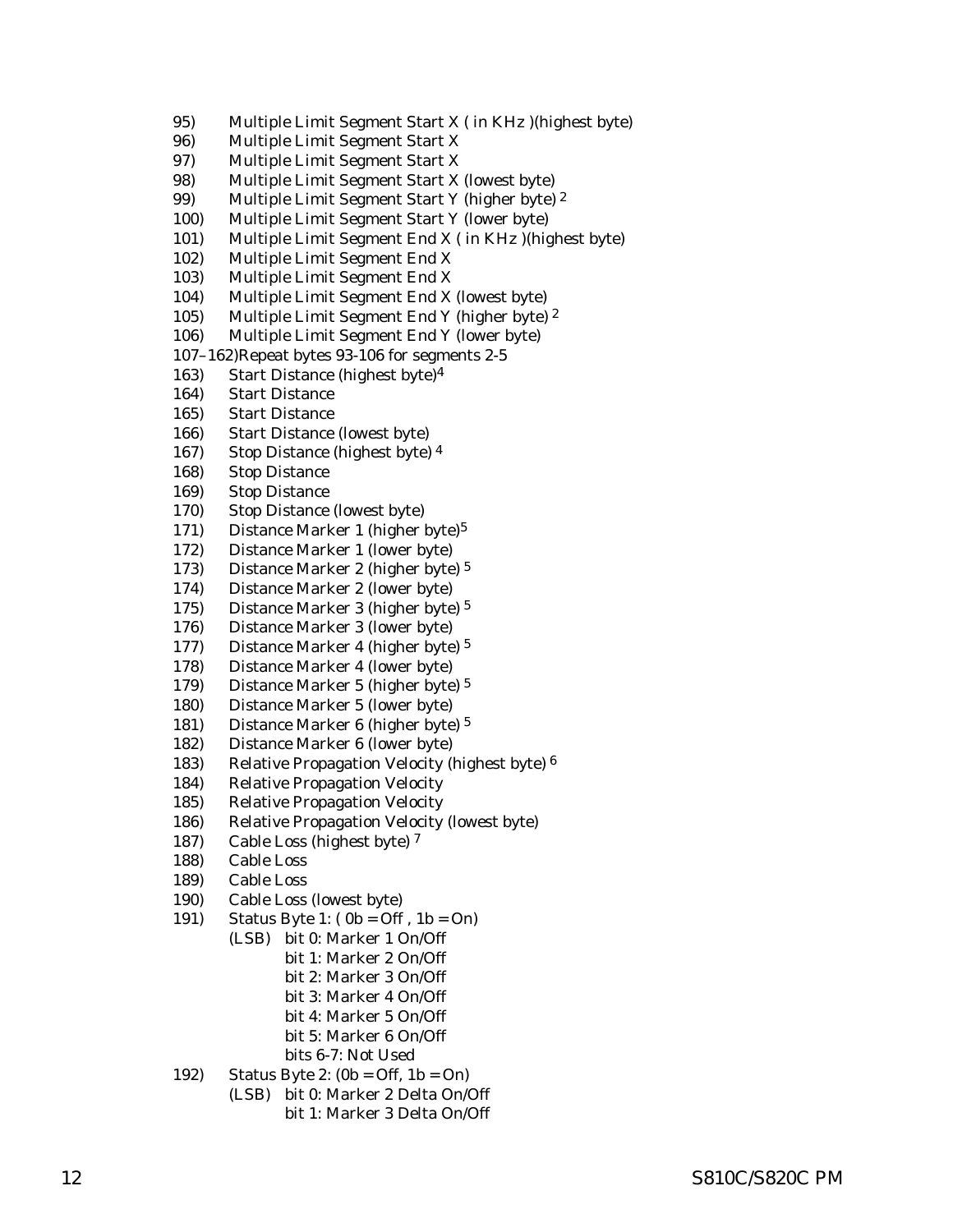95) Multiple Limit Segment Start X ( in KHz )(highest byte)
96) Multiple Limit Segment Start X
97) Multiple Limit Segment Start X
98) Multiple Limit Segment Start X (lowest byte)
99) Multiple Limit Segment Start Y (higher byte) [2]
100) Multiple Limit Segment Start Y (lower byte)
101) Multiple Limit Segment End X ( in KHz )(highest byte)
102) Multiple Limit Segment End X
103) Multiple Limit Segment End X
104) Multiple Limit Segment End X (lowest byte)
105) Multiple Limit Segment End Y (higher byte) [2]
106) Multiple Limit Segment End Y (lower byte)
107–162)Repeat bytes 93-106 for segments 2-5
163) Start Distance (highest byte)[4]
164) Start Distance
165) Start Distance
166) Start Distance (lowest byte)
167) Stop Distance (highest byte) [4]
168) Stop Distance
169) Stop Distance
170) Stop Distance (lowest byte)
171) Distance Marker 1 (higher byte)[5]
172) Distance Marker 1 (lower byte)
173) Distance Marker 2 (higher byte) [5]
174) Distance Marker 2 (lower byte)
175) Distance Marker 3 (higher byte) [5]
176) Distance Marker 3 (lower byte)
177) Distance Marker 4 (higher byte) [5]
178) Distance Marker 4 (lower byte)
179) Distance Marker 5 (higher byte) [5]
180) Distance Marker 5 (lower byte)
181) Distance Marker 6 (higher byte) [5]
182) Distance Marker 6 (lower byte)
183) Relative Propagation Velocity (highest byte) [6]
184) Relative Propagation Velocity
185) Relative Propagation Velocity
186) Relative Propagation Velocity (lowest byte)
187) Cable Loss (highest byte) [7]
188) Cable Loss
189) Cable Loss
190) Cable Loss (lowest byte)
191) Status Byte 1: ( 0b = Off , 1b = On)
    (LSB) bit 0: Marker 1 On/Off
    bit 1: Marker 2 On/Off
    bit 2: Marker 3 On/Off
    bit 3: Marker 4 On/Off
    bit 4: Marker 5 On/Off
    bit 5: Marker 6 On/Off
    bits 6-7: Not Used
192) Status Byte 2: (0b = Off, 1b = On)
    (LSB) bit 0: Marker 2 Delta On/Off
    bit 1: Marker 3 Delta On/Off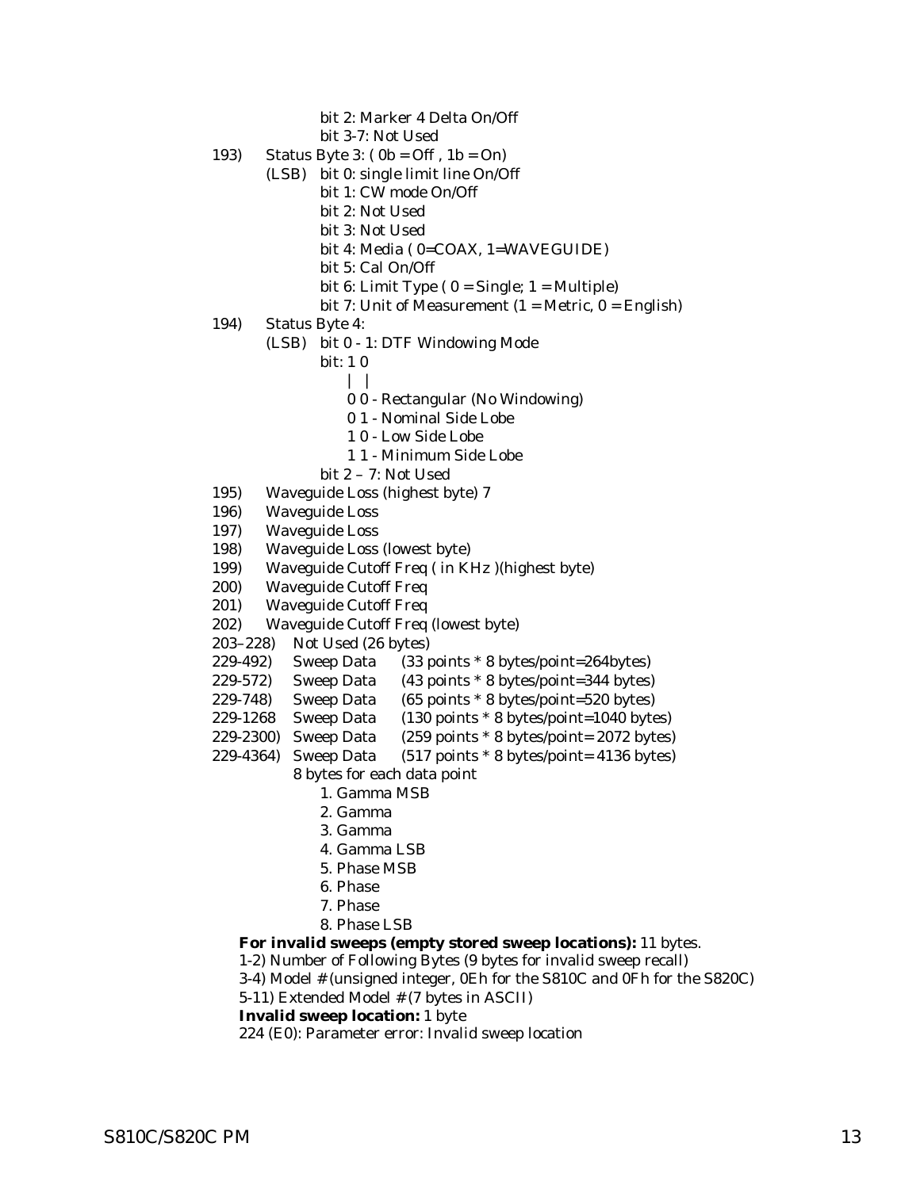bit 2: Marker 4 Delta On/Off
bit 3-7: Not Used

193) Status Byte 3: ( 0b = Off , 1b = On)
(LSB) bit 0: single limit line On/Off
bit 1: CW mode On/Off
bit 2: Not Used
bit 3: Not Used
bit 4: Media ( 0=COAX, 1=WAVEGUIDE)
bit 5: Cal On/Off
bit 6: Limit Type ( 0 = Single; 1 = Multiple)
bit 7: Unit of Measurement (1 = Metric, 0 = English)

194) Status Byte 4:
(LSB) bit 0 - 1: DTF Windowing Mode
bit: 1 0
| |
0 0 - Rectangular (No Windowing)
0 1 - Nominal Side Lobe
1 0 - Low Side Lobe
1 1 - Minimum Side Lobe
bit 2 – 7: Not Used

195) Waveguide Loss (highest byte) 7
196) Waveguide Loss
197) Waveguide Loss
198) Waveguide Loss (lowest byte)
199) Waveguide Cutoff Freq ( in KHz )(highest byte)
200) Waveguide Cutoff Freq
201) Waveguide Cutoff Freq
202) Waveguide Cutoff Freq (lowest byte)
203–228) Not Used (26 bytes)
229-492) Sweep Data (33 points * 8 bytes/point=264bytes)
229-572) Sweep Data (43 points * 8 bytes/point=344 bytes)
229-748) Sweep Data (65 points * 8 bytes/point=520 bytes)
229-1268 Sweep Data (130 points * 8 bytes/point=1040 bytes)
229-2300) Sweep Data (259 points * 8 bytes/point= 2072 bytes)
229-4364) Sweep Data (517 points * 8 bytes/point= 4136 bytes)
8 bytes for each data point
1. Gamma MSB
2. Gamma
3. Gamma
4. Gamma LSB
5. Phase MSB
6. Phase
7. Phase
8. Phase LSB

**For invalid sweeps (empty stored sweep locations):** 11 bytes.
1-2) Number of Following Bytes (9 bytes for invalid sweep recall)
3-4) Model # (unsigned integer, 0Eh for the S810C and 0Fh for the S820C)
5-11) Extended Model # (7 bytes in ASCII)
**Invalid sweep location:** 1 byte
224 (E0): Parameter error: Invalid sweep location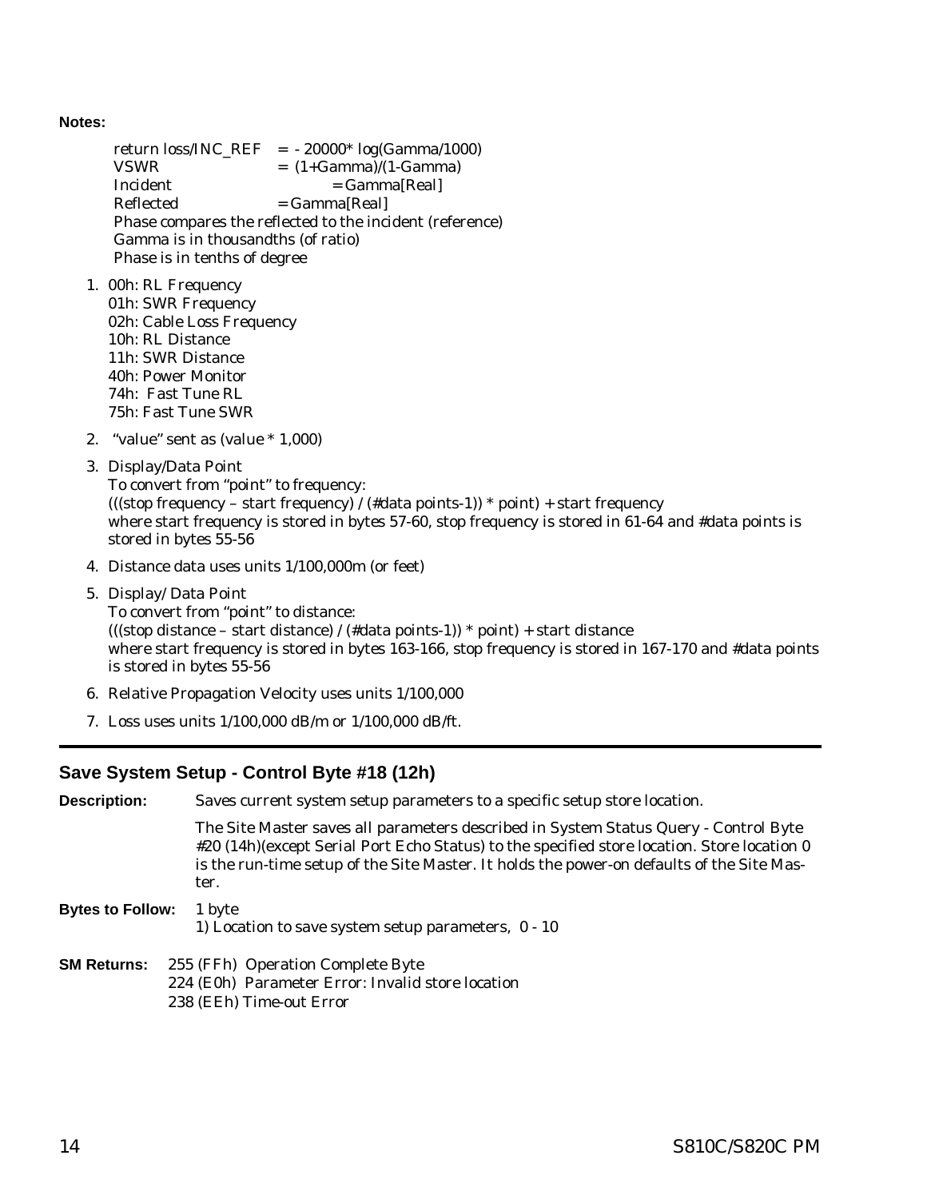**Notes:**

return loss/INC_REF = - 20000* log(Gamma/1000)
VSWR = (1+Gamma)/(1-Gamma)
Incident = Gamma[Real]
Reflected = Gamma[Real]
Phase compares the reflected to the incident (reference)
Gamma is in thousandths (of ratio)
Phase is in tenths of degree

1. 00h: RL Frequency
   01h: SWR Frequency
   02h: Cable Loss Frequency
   10h: RL Distance
   11h: SWR Distance
   40h: Power Monitor
   74h: Fast Tune RL
   75h: Fast Tune SWR
2. "value" sent as (value * 1,000)
3. Display/Data Point
   To convert from "point" to frequency:
   (((stop frequency – start frequency) / (#data points-1)) * point) + start frequency
   where start frequency is stored in bytes 57-60, stop frequency is stored in 61-64 and #data points is stored in bytes 55-56
4. Distance data uses units 1/100,000m (or feet)
5. Display/ Data Point
   To convert from "point" to distance:
   (((stop distance – start distance) / (#data points-1)) * point) + start distance
   where start frequency is stored in bytes 163-166, stop frequency is stored in 167-170 and #data points is stored in bytes 55-56
6. Relative Propagation Velocity uses units 1/100,000
7. Loss uses units 1/100,000 dB/m or 1/100,000 dB/ft.

---

## Save System Setup - Control Byte #18 (12h)

**Description:** Saves current system setup parameters to a specific setup store location.

The Site Master saves all parameters described in System Status Query - Control Byte #20 (14h)(except Serial Port Echo Status) to the specified store location. Store location 0 is the run-time setup of the Site Master. It holds the power-on defaults of the Site Master.

**Bytes to Follow:** 1 byte
1) Location to save system setup parameters, 0 - 10

**SM Returns:** 255 (FFh) Operation Complete Byte
224 (E0h) Parameter Error: Invalid store location
238 (EEh) Time-out Error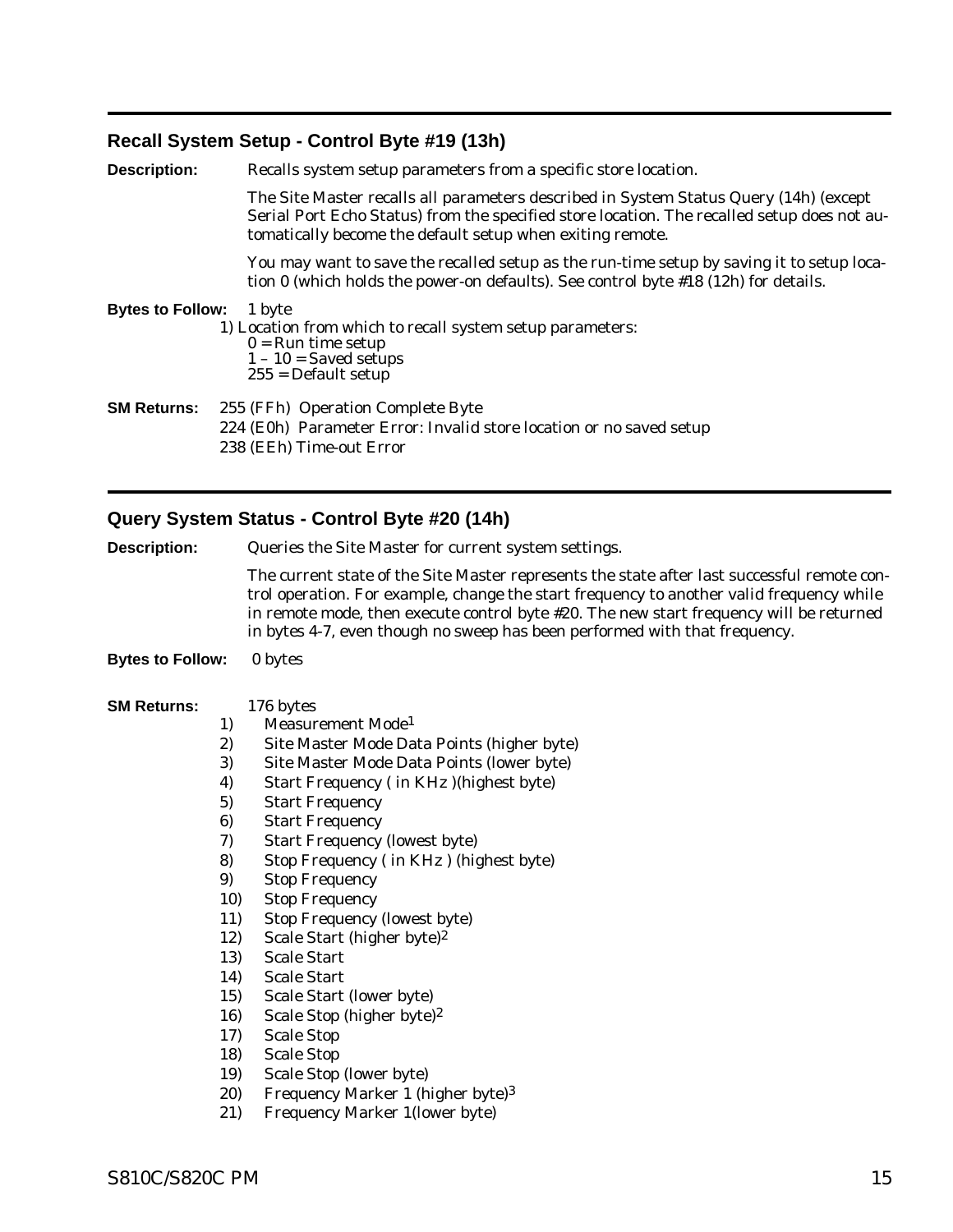## Recall System Setup - Control Byte #19 (13h)

**Description:** Recalls system setup parameters from a specific store location.

The Site Master recalls all parameters described in System Status Query (14h) (except Serial Port Echo Status) from the specified store location. The recalled setup does not automatically become the default setup when exiting remote.

You may want to save the recalled setup as the run-time setup by saving it to setup location 0 (which holds the power-on defaults). See control byte #18 (12h) for details.

**Bytes to Follow:** 1 byte

1) Location from which to recall system setup parameters:
   - 0 = Run time setup
   - 1 – 10 = Saved setups
   - 255 = Default setup

**SM Returns:**
- 255 (FFh) Operation Complete Byte
- 224 (E0h) Parameter Error: Invalid store location or no saved setup
- 238 (EEh) Time-out Error

## Query System Status - Control Byte #20 (14h)

**Description:** Queries the Site Master for current system settings.

The current state of the Site Master represents the state after last successful remote control operation. For example, change the start frequency to another valid frequency while in remote mode, then execute control byte #20. The new start frequency will be returned in bytes 4-7, even though no sweep has been performed with that frequency.

**Bytes to Follow:** 0 bytes

**SM Returns:** 176 bytes

1) Measurement Mode[1]
2) Site Master Mode Data Points (higher byte)
3) Site Master Mode Data Points (lower byte)
4) Start Frequency ( in KHz )(highest byte)
5) Start Frequency
6) Start Frequency
7) Start Frequency (lowest byte)
8) Stop Frequency ( in KHz ) (highest byte)
9) Stop Frequency
10) Stop Frequency
11) Stop Frequency (lowest byte)
12) Scale Start (higher byte)[2]
13) Scale Start
14) Scale Start
15) Scale Start (lower byte)
16) Scale Stop (higher byte)[2]
17) Scale Stop
18) Scale Stop
19) Scale Stop (lower byte)
20) Frequency Marker 1 (higher byte)[3]
21) Frequency Marker 1(lower byte)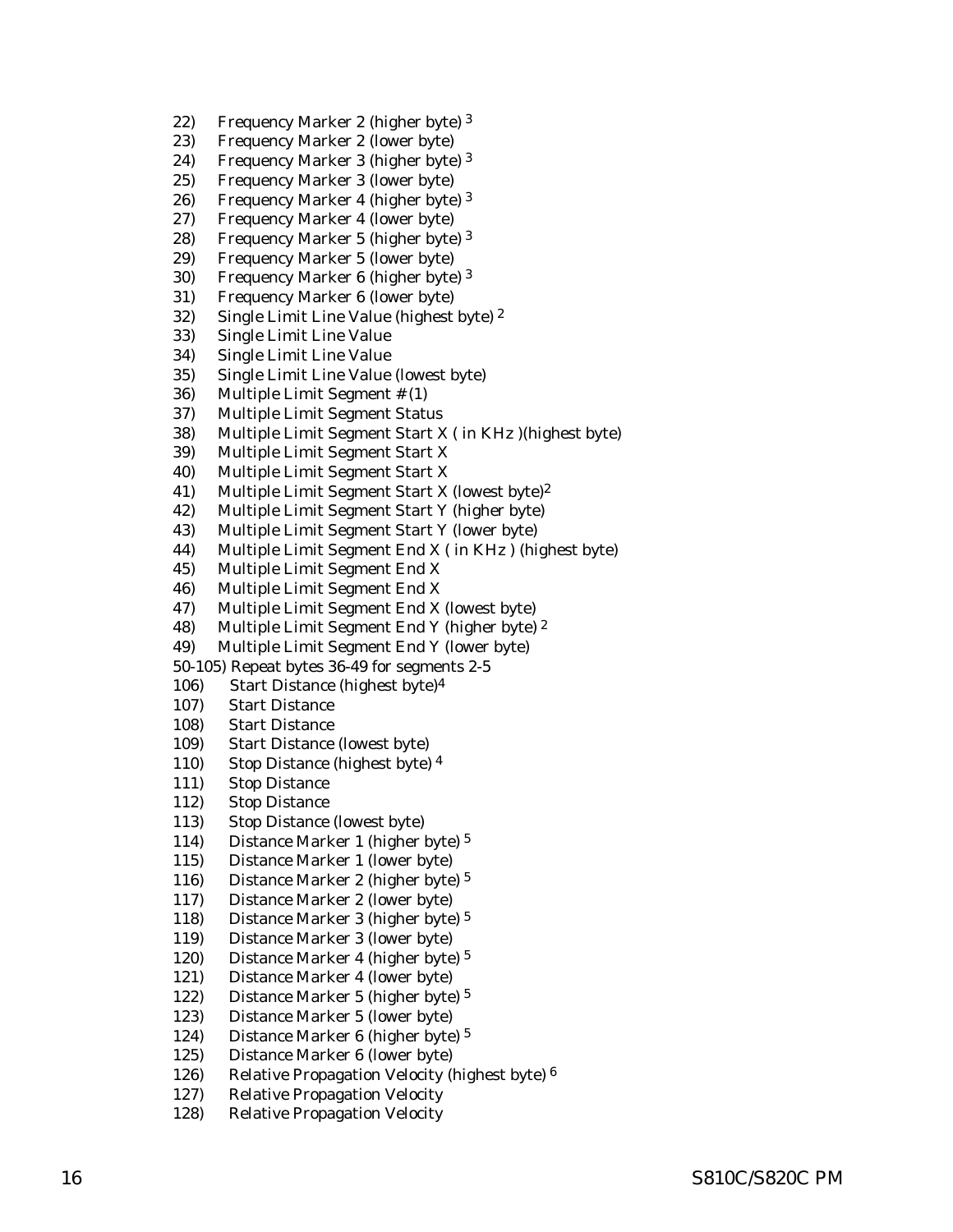22) Frequency Marker 2 (higher byte) [3]
23) Frequency Marker 2 (lower byte)
24) Frequency Marker 3 (higher byte) [3]
25) Frequency Marker 3 (lower byte)
26) Frequency Marker 4 (higher byte) [3]
27) Frequency Marker 4 (lower byte)
28) Frequency Marker 5 (higher byte) [3]
29) Frequency Marker 5 (lower byte)
30) Frequency Marker 6 (higher byte) [3]
31) Frequency Marker 6 (lower byte)
32) Single Limit Line Value (highest byte) [2]
33) Single Limit Line Value
34) Single Limit Line Value
35) Single Limit Line Value (lowest byte)
36) Multiple Limit Segment # (1)
37) Multiple Limit Segment Status
38) Multiple Limit Segment Start X ( in KHz )(highest byte)
39) Multiple Limit Segment Start X
40) Multiple Limit Segment Start X
41) Multiple Limit Segment Start X (lowest byte)[2]
42) Multiple Limit Segment Start Y (higher byte)
43) Multiple Limit Segment Start Y (lower byte)
44) Multiple Limit Segment End X ( in KHz ) (highest byte)
45) Multiple Limit Segment End X
46) Multiple Limit Segment End X
47) Multiple Limit Segment End X (lowest byte)
48) Multiple Limit Segment End Y (higher byte) [2]
49) Multiple Limit Segment End Y (lower byte)

50-105) Repeat bytes 36-49 for segments 2-5

106) Start Distance (highest byte)[4]
107) Start Distance
108) Start Distance
109) Start Distance (lowest byte)
110) Stop Distance (highest byte) [4]
111) Stop Distance
112) Stop Distance
113) Stop Distance (lowest byte)
114) Distance Marker 1 (higher byte) [5]
115) Distance Marker 1 (lower byte)
116) Distance Marker 2 (higher byte) [5]
117) Distance Marker 2 (lower byte)
118) Distance Marker 3 (higher byte) [5]
119) Distance Marker 3 (lower byte)
120) Distance Marker 4 (higher byte) [5]
121) Distance Marker 4 (lower byte)
122) Distance Marker 5 (higher byte) [5]
123) Distance Marker 5 (lower byte)
124) Distance Marker 6 (higher byte) [5]
125) Distance Marker 6 (lower byte)
126) Relative Propagation Velocity (highest byte) [6]
127) Relative Propagation Velocity
128) Relative Propagation Velocity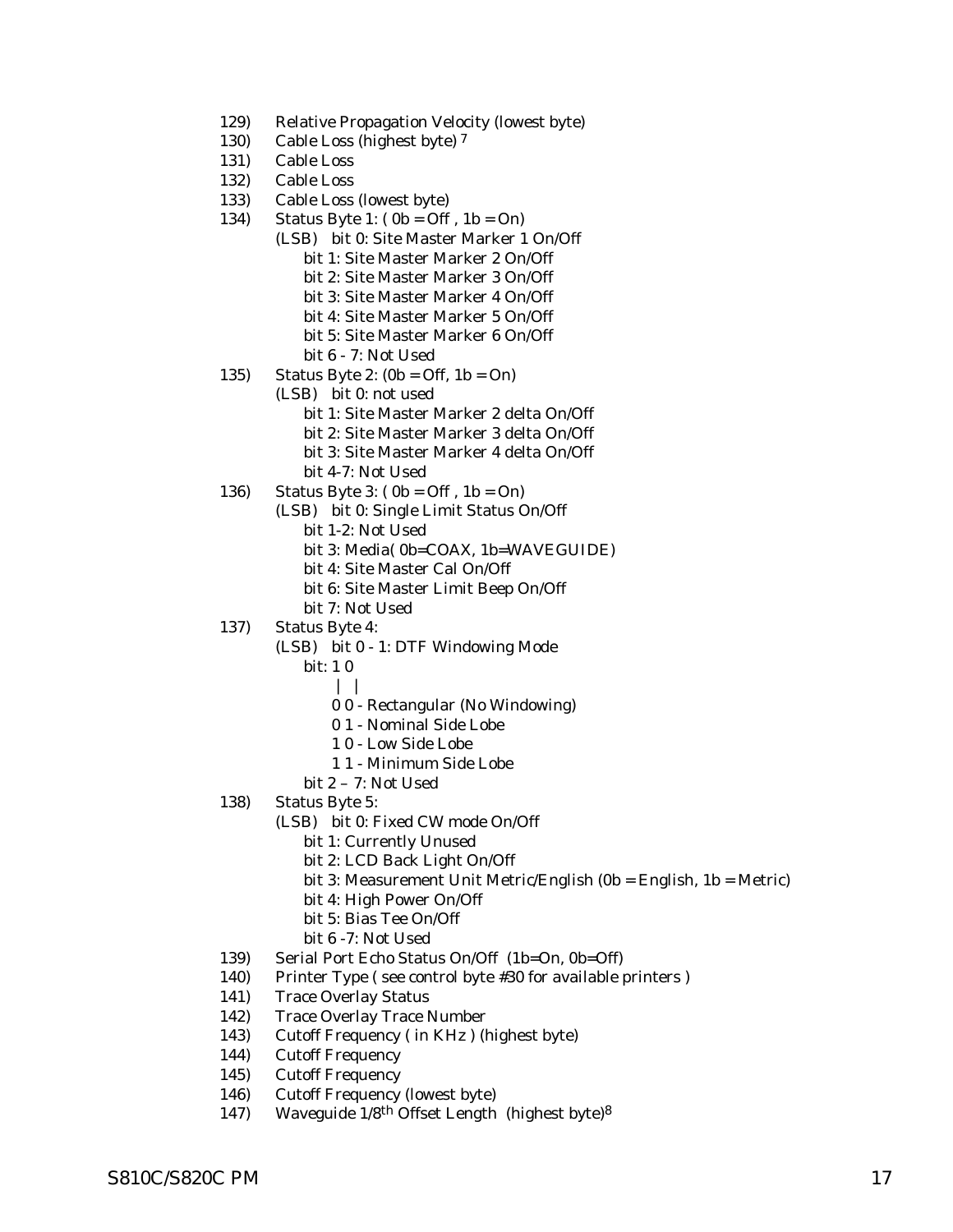129) Relative Propagation Velocity (lowest byte)
130) Cable Loss (highest byte) [7]
131) Cable Loss
132) Cable Loss
133) Cable Loss (lowest byte)
134) Status Byte 1: ( 0b = Off , 1b = On)
    (LSB) bit 0: Site Master Marker 1 On/Off
        bit 1: Site Master Marker 2 On/Off
        bit 2: Site Master Marker 3 On/Off
        bit 3: Site Master Marker 4 On/Off
        bit 4: Site Master Marker 5 On/Off
        bit 5: Site Master Marker 6 On/Off
        bit 6 - 7: Not Used
135) Status Byte 2: (0b = Off, 1b = On)
    (LSB) bit 0: not used
        bit 1: Site Master Marker 2 delta On/Off
        bit 2: Site Master Marker 3 delta On/Off
        bit 3: Site Master Marker 4 delta On/Off
        bit 4-7: Not Used
136) Status Byte 3: ( 0b = Off , 1b = On)
    (LSB) bit 0: Single Limit Status On/Off
        bit 1-2: Not Used
        bit 3: Media( 0b=COAX, 1b=WAVEGUIDE)
        bit 4: Site Master Cal On/Off
        bit 6: Site Master Limit Beep On/Off
        bit 7: Not Used
137) Status Byte 4:
    (LSB) bit 0 - 1: DTF Windowing Mode
        bit: 1 0
```
     |  |
     0 0 - Rectangular (No Windowing)
     0 1 - Nominal Side Lobe
     1 0 - Low Side Lobe
     1 1 - Minimum Side Lobe
```
        bit 2 – 7: Not Used
138) Status Byte 5:
    (LSB) bit 0: Fixed CW mode On/Off
        bit 1: Currently Unused
        bit 2: LCD Back Light On/Off
        bit 3: Measurement Unit Metric/English (0b = English, 1b = Metric)
        bit 4: High Power On/Off
        bit 5: Bias Tee On/Off
        bit 6 -7: Not Used
139) Serial Port Echo Status On/Off (1b=On, 0b=Off)
140) Printer Type ( see control byte #30 for available printers )
141) Trace Overlay Status
142) Trace Overlay Trace Number
143) Cutoff Frequency ( in KHz ) (highest byte)
144) Cutoff Frequency
145) Cutoff Frequency
146) Cutoff Frequency (lowest byte)
147) Waveguide 1/8$^{th}$ Offset Length (highest byte)[8]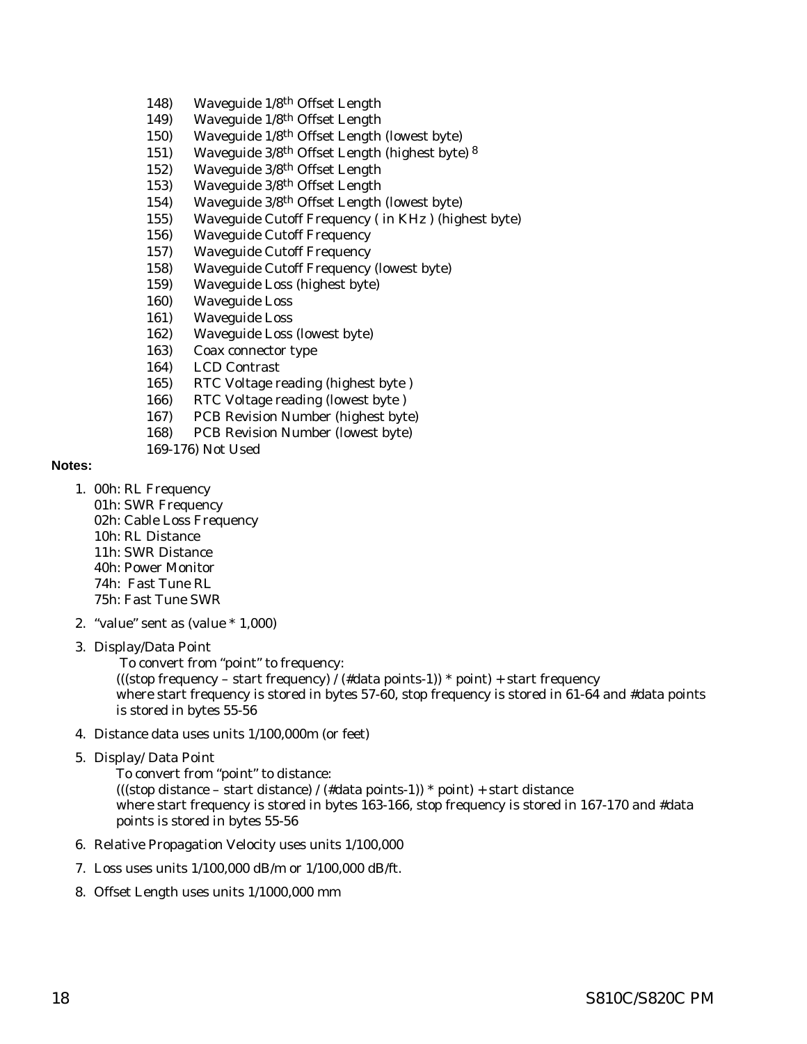148) Waveguide 1/8th Offset Length
149) Waveguide 1/8th Offset Length
150) Waveguide 1/8th Offset Length (lowest byte)
151) Waveguide 3/8th Offset Length (highest byte) [8]
152) Waveguide 3/8th Offset Length
153) Waveguide 3/8th Offset Length
154) Waveguide 3/8th Offset Length (lowest byte)
155) Waveguide Cutoff Frequency ( in KHz ) (highest byte)
156) Waveguide Cutoff Frequency
157) Waveguide Cutoff Frequency
158) Waveguide Cutoff Frequency (lowest byte)
159) Waveguide Loss (highest byte)
160) Waveguide Loss
161) Waveguide Loss
162) Waveguide Loss (lowest byte)
163) Coax connector type
164) LCD Contrast
165) RTC Voltage reading (highest byte )
166) RTC Voltage reading (lowest byte )
167) PCB Revision Number (highest byte)
168) PCB Revision Number (lowest byte)
169-176) Not Used

**Notes:**

1. 00h: RL Frequency
   01h: SWR Frequency
   02h: Cable Loss Frequency
   10h: RL Distance
   11h: SWR Distance
   40h: Power Monitor
   74h: Fast Tune RL
   75h: Fast Tune SWR
2. "value" sent as (value * 1,000)
3. Display/Data Point
   To convert from "point" to frequency:
   (((stop frequency – start frequency) / (#data points-1)) * point) + start frequency
   where start frequency is stored in bytes 57-60, stop frequency is stored in 61-64 and #data points is stored in bytes 55-56
4. Distance data uses units 1/100,000m (or feet)
5. Display/ Data Point
   To convert from "point" to distance:
   (((stop distance – start distance) / (#data points-1)) * point) + start distance
   where start frequency is stored in bytes 163-166, stop frequency is stored in 167-170 and #data points is stored in bytes 55-56
6. Relative Propagation Velocity uses units 1/100,000
7. Loss uses units 1/100,000 dB/m or 1/100,000 dB/ft.
8. Offset Length uses units 1/1000,000 mm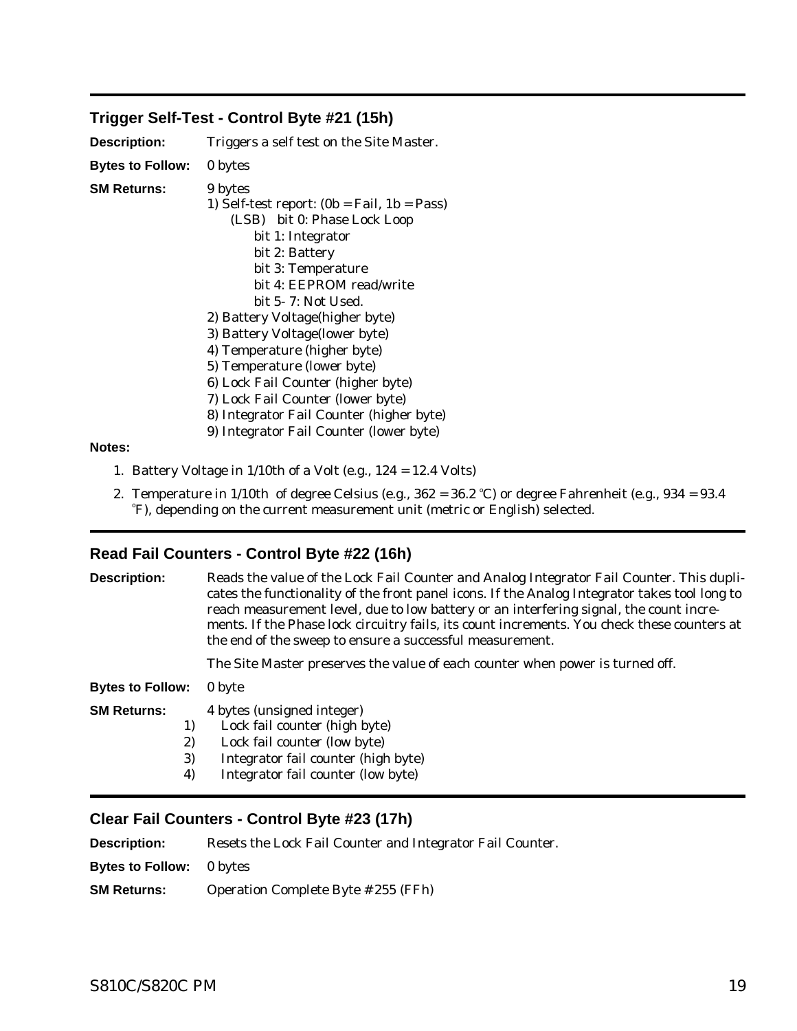## Trigger Self-Test - Control Byte #21 (15h)

**Description:** Triggers a self test on the Site Master.

**Bytes to Follow:** 0 bytes

**SM Returns:** 9 bytes

1) Self-test report: (0b = Fail, 1b = Pass)
   - (LSB) bit 0: Phase Lock Loop
   - bit 1: Integrator
   - bit 2: Battery
   - bit 3: Temperature
   - bit 4: EEPROM read/write
   - bit 5- 7: Not Used.
2) Battery Voltage(higher byte)
3) Battery Voltage(lower byte)
4) Temperature (higher byte)
5) Temperature (lower byte)
6) Lock Fail Counter (higher byte)
7) Lock Fail Counter (lower byte)
8) Integrator Fail Counter (higher byte)
9) Integrator Fail Counter (lower byte)

**Notes:**

1. Battery Voltage in 1/10th of a Volt (e.g., 124 = 12.4 Volts)
2. Temperature in 1/10th of degree Celsius (e.g., 362 = 36.2 °C) or degree Fahrenheit (e.g., 934 = 93.4 °F), depending on the current measurement unit (metric or English) selected.

## Read Fail Counters - Control Byte #22 (16h)

**Description:** Reads the value of the Lock Fail Counter and Analog Integrator Fail Counter. This duplicates the functionality of the front panel icons. If the Analog Integrator takes tool long to reach measurement level, due to low battery or an interfering signal, the count increments. If the Phase lock circuitry fails, its count increments. You check these counters at the end of the sweep to ensure a successful measurement.

The Site Master preserves the value of each counter when power is turned off.

**Bytes to Follow:** 0 byte

**SM Returns:** 4 bytes (unsigned integer)

1) Lock fail counter (high byte)
2) Lock fail counter (low byte)
3) Integrator fail counter (high byte)
4) Integrator fail counter (low byte)

## Clear Fail Counters - Control Byte #23 (17h)

**Description:** Resets the Lock Fail Counter and Integrator Fail Counter.

**Bytes to Follow:** 0 bytes

**SM Returns:** Operation Complete Byte # 255 (FFh)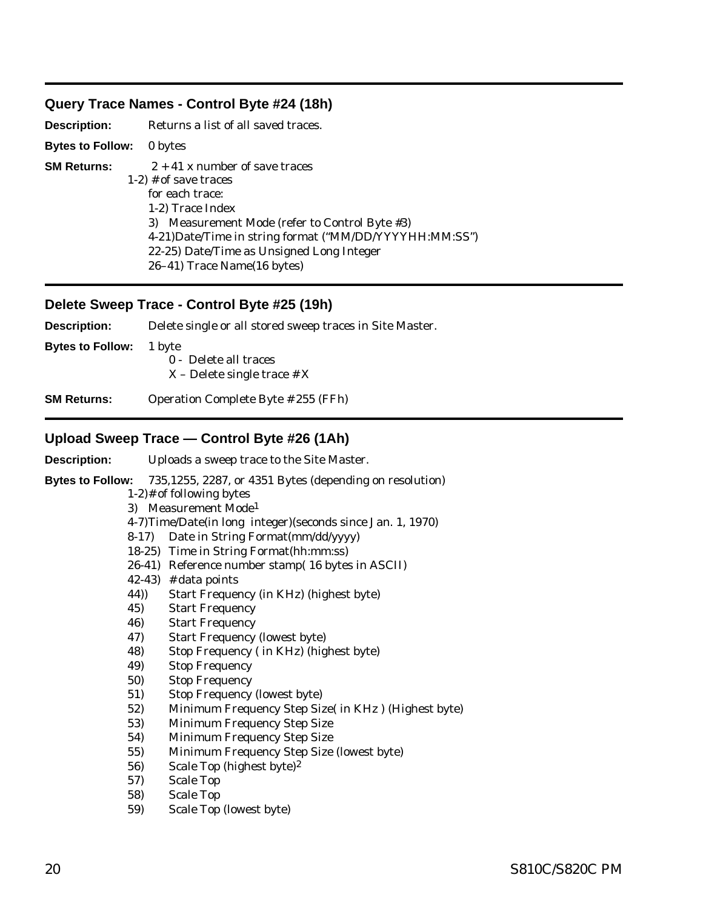## Query Trace Names - Control Byte #24 (18h)

**Description:** Returns a list of all saved traces.

**Bytes to Follow:** 0 bytes

**SM Returns:** 2 + 41 x number of save traces

1-2) # of save traces

for each trace:

1-2) Trace Index

3) Measurement Mode (refer to Control Byte #3)

4-21)Date/Time in string format ("MM/DD/YYYYHH:MM:SS")

22-25) Date/Time as Unsigned Long Integer

26–41) Trace Name(16 bytes)

## Delete Sweep Trace - Control Byte #25 (19h)

**Description:** Delete single or all stored sweep traces in Site Master.

**Bytes to Follow:** 1 byte

0 - Delete all traces

X – Delete single trace # X

**SM Returns:** Operation Complete Byte # 255 (FFh)

## Upload Sweep Trace — Control Byte #26 (1Ah)

**Description:** Uploads a sweep trace to the Site Master.

**Bytes to Follow:** 735,1255, 2287, or 4351 Bytes (depending on resolution)

1-2)# of following bytes

3) Measurement Mode[1]

4-7)Time/Date(in long integer)(seconds since Jan. 1, 1970)

8-17) Date in String Format(mm/dd/yyyy)

18-25) Time in String Format(hh:mm:ss)

26-41) Reference number stamp( 16 bytes in ASCII)

42-43) # data points

44)) Start Frequency (in KHz) (highest byte)

45) Start Frequency

46) Start Frequency

47) Start Frequency (lowest byte)

48) Stop Frequency ( in KHz) (highest byte)

49) Stop Frequency

50) Stop Frequency

51) Stop Frequency (lowest byte)

52) Minimum Frequency Step Size( in KHz ) (Highest byte)

53) Minimum Frequency Step Size

54) Minimum Frequency Step Size

55) Minimum Frequency Step Size (lowest byte)

56) Scale Top (highest byte)[2]

57) Scale Top

58) Scale Top

59) Scale Top (lowest byte)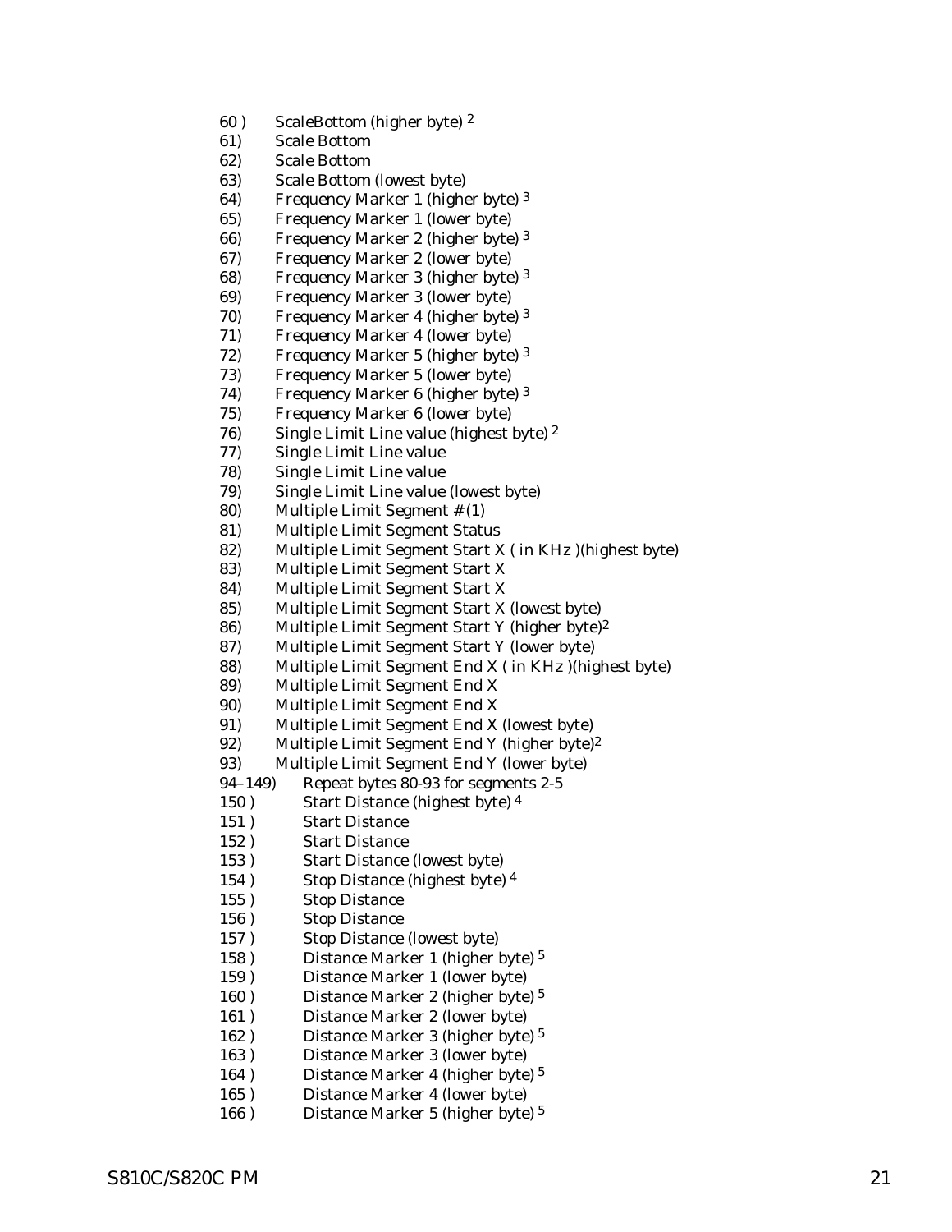60 ) ScaleBottom (higher byte) [2]
61) Scale Bottom
62) Scale Bottom
63) Scale Bottom (lowest byte)
64) Frequency Marker 1 (higher byte) [3]
65) Frequency Marker 1 (lower byte)
66) Frequency Marker 2 (higher byte) [3]
67) Frequency Marker 2 (lower byte)
68) Frequency Marker 3 (higher byte) [3]
69) Frequency Marker 3 (lower byte)
70) Frequency Marker 4 (higher byte) [3]
71) Frequency Marker 4 (lower byte)
72) Frequency Marker 5 (higher byte) [3]
73) Frequency Marker 5 (lower byte)
74) Frequency Marker 6 (higher byte) [3]
75) Frequency Marker 6 (lower byte)
76) Single Limit Line value (highest byte) [2]
77) Single Limit Line value
78) Single Limit Line value
79) Single Limit Line value (lowest byte)
80) Multiple Limit Segment # (1)
81) Multiple Limit Segment Status
82) Multiple Limit Segment Start X ( in KHz )(highest byte)
83) Multiple Limit Segment Start X
84) Multiple Limit Segment Start X
85) Multiple Limit Segment Start X (lowest byte)
86) Multiple Limit Segment Start Y (higher byte)[2]
87) Multiple Limit Segment Start Y (lower byte)
88) Multiple Limit Segment End X ( in KHz )(highest byte)
89) Multiple Limit Segment End X
90) Multiple Limit Segment End X
91) Multiple Limit Segment End X (lowest byte)
92) Multiple Limit Segment End Y (higher byte)[2]
93) Multiple Limit Segment End Y (lower byte)
94–149) Repeat bytes 80-93 for segments 2-5
150 ) Start Distance (highest byte) [4]
151 ) Start Distance
152 ) Start Distance
153 ) Start Distance (lowest byte)
154 ) Stop Distance (highest byte) [4]
155 ) Stop Distance
156 ) Stop Distance
157 ) Stop Distance (lowest byte)
158 ) Distance Marker 1 (higher byte) [5]
159 ) Distance Marker 1 (lower byte)
160 ) Distance Marker 2 (higher byte) [5]
161 ) Distance Marker 2 (lower byte)
162 ) Distance Marker 3 (higher byte) [5]
163 ) Distance Marker 3 (lower byte)
164 ) Distance Marker 4 (higher byte) [5]
165 ) Distance Marker 4 (lower byte)
166 ) Distance Marker 5 (higher byte) [5]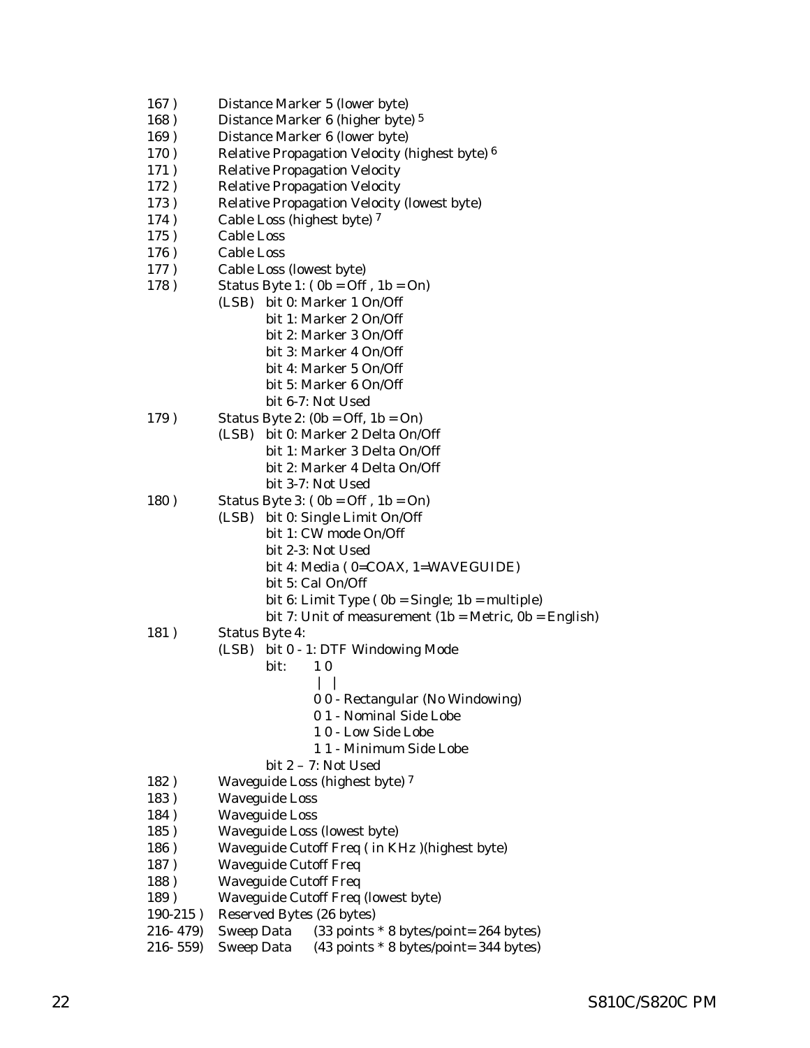167 ) Distance Marker 5 (lower byte)
168 ) Distance Marker 6 (higher byte) [5]
169 ) Distance Marker 6 (lower byte)
170 ) Relative Propagation Velocity (highest byte) [6]
171 ) Relative Propagation Velocity
172 ) Relative Propagation Velocity
173 ) Relative Propagation Velocity (lowest byte)
174 ) Cable Loss (highest byte) [7]
175 ) Cable Loss
176 ) Cable Loss
177 ) Cable Loss (lowest byte)
178 ) Status Byte 1: ( 0b = Off , 1b = On)
(LSB) bit 0: Marker 1 On/Off
bit 1: Marker 2 On/Off
bit 2: Marker 3 On/Off
bit 3: Marker 4 On/Off
bit 4: Marker 5 On/Off
bit 5: Marker 6 On/Off
bit 6-7: Not Used
179 ) Status Byte 2: (0b = Off, 1b = On)
(LSB) bit 0: Marker 2 Delta On/Off
bit 1: Marker 3 Delta On/Off
bit 2: Marker 4 Delta On/Off
bit 3-7: Not Used
180 ) Status Byte 3: ( 0b = Off , 1b = On)
(LSB) bit 0: Single Limit On/Off
bit 1: CW mode On/Off
bit 2-3: Not Used
bit 4: Media ( 0=COAX, 1=WAVEGUIDE)
bit 5: Cal On/Off
bit 6: Limit Type ( 0b = Single; 1b = multiple)
bit 7: Unit of measurement (1b = Metric, 0b = English)
181 ) Status Byte 4:
(LSB) bit 0 - 1: DTF Windowing Mode

```
bit:  1 0
      | |
      0 0 - Rectangular (No Windowing)
      0 1 - Nominal Side Lobe
      1 0 - Low Side Lobe
      1 1 - Minimum Side Lobe
```

bit 2 – 7: Not Used
182 ) Waveguide Loss (highest byte) [7]
183 ) Waveguide Loss
184 ) Waveguide Loss
185 ) Waveguide Loss (lowest byte)
186 ) Waveguide Cutoff Freq ( in KHz )(highest byte)
187 ) Waveguide Cutoff Freq
188 ) Waveguide Cutoff Freq
189 ) Waveguide Cutoff Freq (lowest byte)
190-215 ) Reserved Bytes (26 bytes)
216- 479) Sweep Data (33 points * 8 bytes/point= 264 bytes)
216- 559) Sweep Data (43 points * 8 bytes/point= 344 bytes)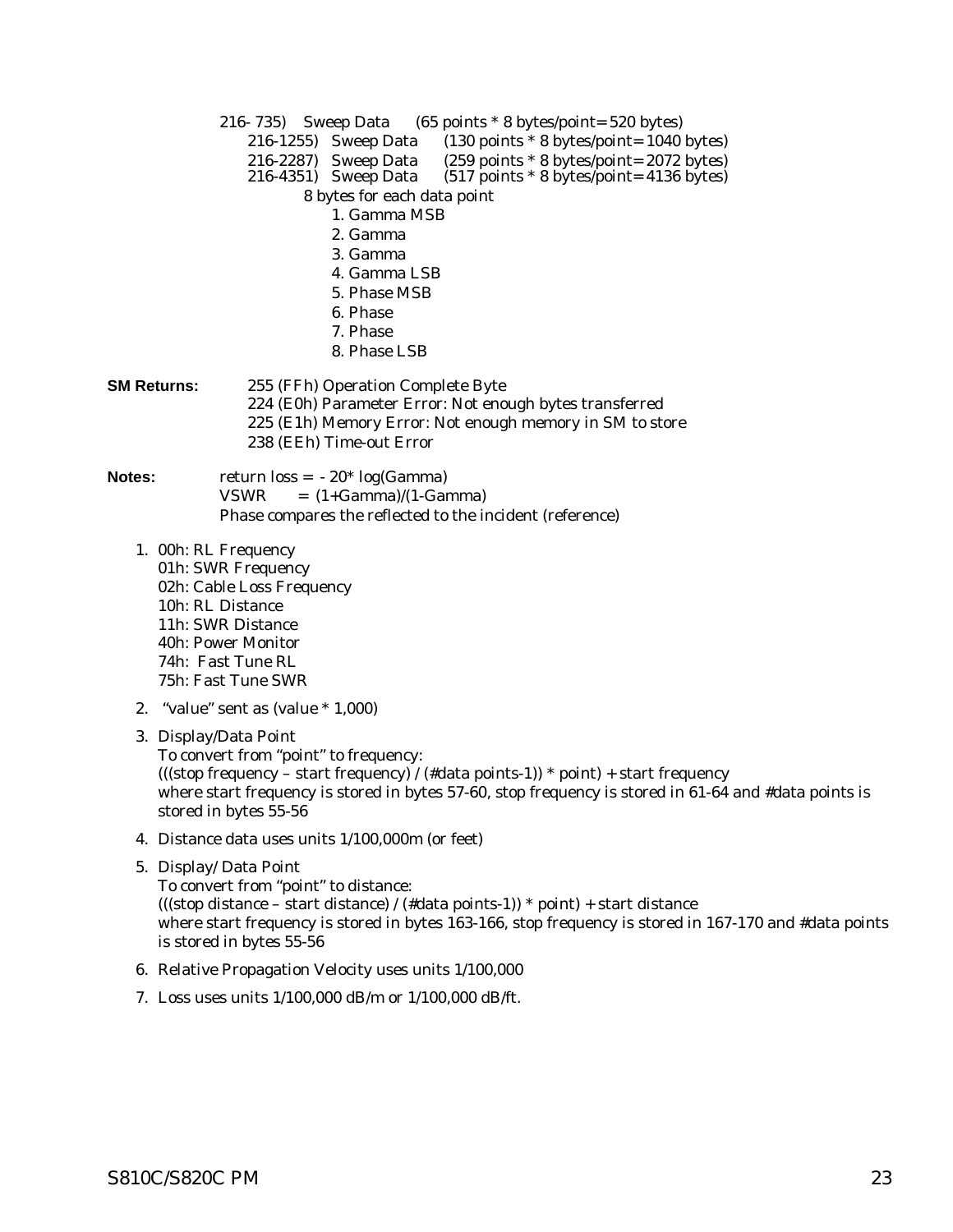216- 735)   Sweep Data   (65 points * 8 bytes/point= 520 bytes)
216-1255)  Sweep Data   (130 points * 8 bytes/point= 1040 bytes)
216-2287)  Sweep Data   (259 points * 8 bytes/point= 2072 bytes)
216-4351)  Sweep Data   (517 points * 8 bytes/point= 4136 bytes)

8 bytes for each data point

1. Gamma MSB
2. Gamma
3. Gamma
4. Gamma LSB
5. Phase MSB
6. Phase
7. Phase
8. Phase LSB

**SM Returns:** 255 (FFh) Operation Complete Byte
224 (E0h) Parameter Error: Not enough bytes transferred
225 (E1h) Memory Error: Not enough memory in SM to store
238 (EEh) Time-out Error

**Notes:** return loss = - 20* log(Gamma)
VSWR   = (1+Gamma)/(1-Gamma)
Phase compares the reflected to the incident (reference)

1. 00h: RL Frequency
   01h: SWR Frequency
   02h: Cable Loss Frequency
   10h: RL Distance
   11h: SWR Distance
   40h: Power Monitor
   74h: Fast Tune RL
   75h: Fast Tune SWR
2. "value" sent as (value * 1,000)
3. Display/Data Point
   To convert from "point" to frequency:
   (((stop frequency – start frequency) / (#data points-1)) * point) + start frequency
   where start frequency is stored in bytes 57-60, stop frequency is stored in 61-64 and #data points is stored in bytes 55-56
4. Distance data uses units 1/100,000m (or feet)
5. Display/ Data Point
   To convert from "point" to distance:
   (((stop distance – start distance) / (#data points-1)) * point) + start distance
   where start frequency is stored in bytes 163-166, stop frequency is stored in 167-170 and #data points is stored in bytes 55-56
6. Relative Propagation Velocity uses units 1/100,000
7. Loss uses units 1/100,000 dB/m or 1/100,000 dB/ft.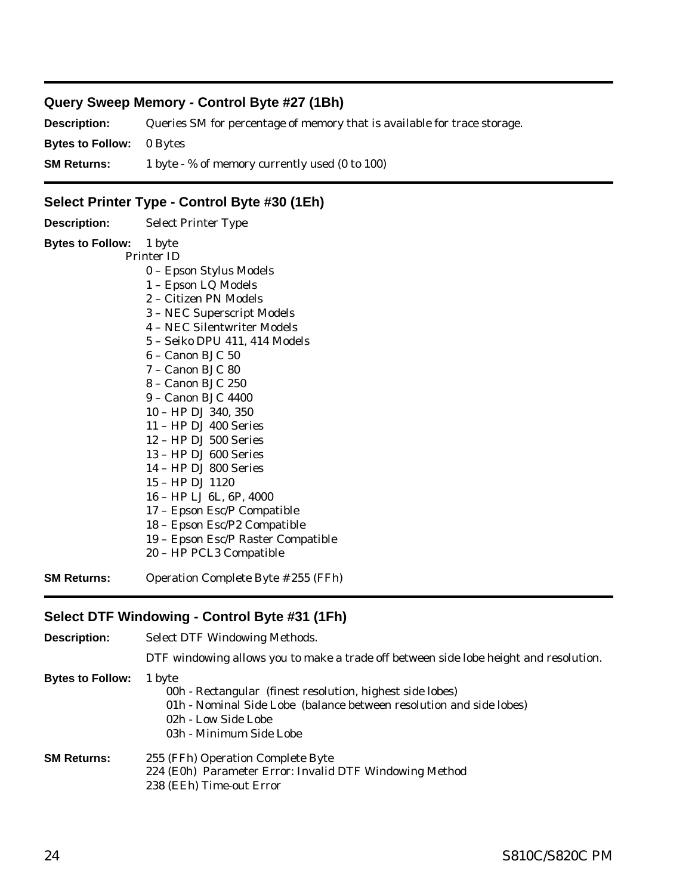## Query Sweep Memory - Control Byte #27 (1Bh)

**Description:** Queries SM for percentage of memory that is available for trace storage.

**Bytes to Follow:** 0 Bytes

**SM Returns:** 1 byte - % of memory currently used (0 to 100)

## Select Printer Type - Control Byte #30 (1Eh)

**Description:** Select Printer Type

**Bytes to Follow:** 1 byte

Printer ID

- 0 – Epson Stylus Models
- 1 – Epson LQ Models
- 2 – Citizen PN Models
- 3 – NEC Superscript Models
- 4 – NEC Silentwriter Models
- 5 – Seiko DPU 411, 414 Models
- 6 – Canon BJC 50
- 7 – Canon BJC 80
- 8 – Canon BJC 250
- 9 – Canon BJC 4400
- 10 – HP DJ 340, 350
- 11 – HP DJ 400 Series
- 12 – HP DJ 500 Series
- 13 – HP DJ 600 Series
- 14 – HP DJ 800 Series
- 15 – HP DJ 1120
- 16 – HP LJ 6L, 6P, 4000
- 17 – Epson Esc/P Compatible
- 18 – Epson Esc/P2 Compatible
- 19 – Epson Esc/P Raster Compatible
- 20 – HP PCL3 Compatible

**SM Returns:** Operation Complete Byte # 255 (FFh)

## Select DTF Windowing - Control Byte #31 (1Fh)

**Description:** Select DTF Windowing Methods.

DTF windowing allows you to make a trade off between side lobe height and resolution.

**Bytes to Follow:** 1 byte

- 00h - Rectangular (finest resolution, highest side lobes)
- 01h - Nominal Side Lobe (balance between resolution and side lobes)
- 02h - Low Side Lobe
- 03h - Minimum Side Lobe

**SM Returns:**

255 (FFh) Operation Complete Byte
224 (E0h) Parameter Error: Invalid DTF Windowing Method
238 (EEh) Time-out Error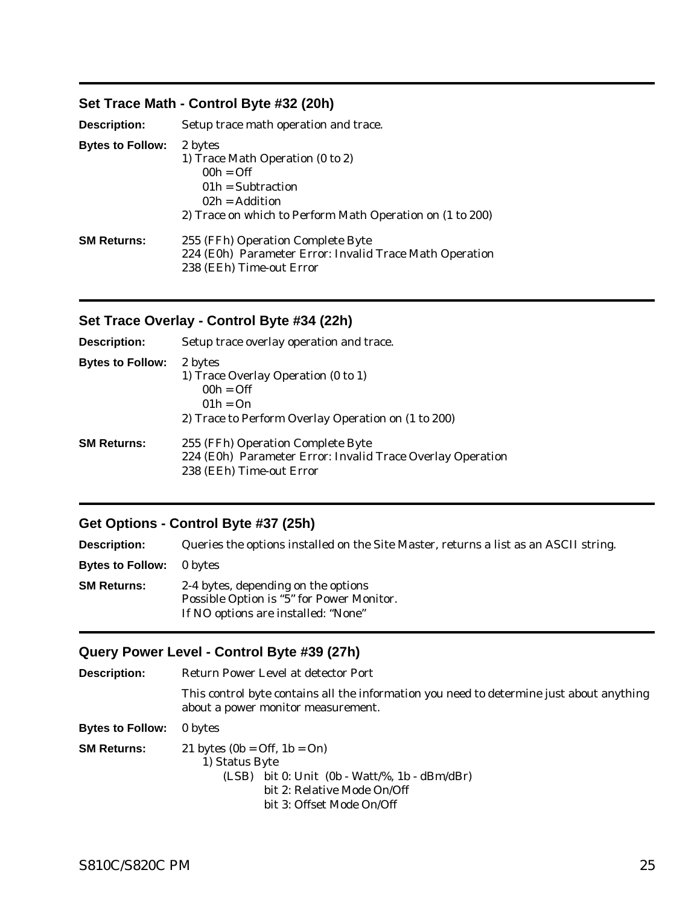## Set Trace Math - Control Byte #32 (20h)

**Description:** Setup trace math operation and trace.

**Bytes to Follow:** 2 bytes

1) Trace Math Operation (0 to 2)
   - 00h = Off
   - 01h = Subtraction
   - 02h = Addition
2) Trace on which to Perform Math Operation on (1 to 200)

**SM Returns:**
255 (FFh) Operation Complete Byte
224 (E0h) Parameter Error: Invalid Trace Math Operation
238 (EEh) Time-out Error

## Set Trace Overlay - Control Byte #34 (22h)

**Description:** Setup trace overlay operation and trace.

**Bytes to Follow:** 2 bytes

1) Trace Overlay Operation (0 to 1)
   - 00h = Off
   - 01h = On
2) Trace to Perform Overlay Operation on (1 to 200)

**SM Returns:**
255 (FFh) Operation Complete Byte
224 (E0h) Parameter Error: Invalid Trace Overlay Operation
238 (EEh) Time-out Error

## Get Options - Control Byte #37 (25h)

**Description:** Queries the options installed on the Site Master, returns a list as an ASCII string.

**Bytes to Follow:** 0 bytes

**SM Returns:**
2-4 bytes, depending on the options
Possible Option is "5" for Power Monitor.
If NO options are installed: "None"

## Query Power Level - Control Byte #39 (27h)

**Description:** Return Power Level at detector Port

This control byte contains all the information you need to determine just about anything about a power monitor measurement.

**Bytes to Follow:** 0 bytes

**SM Returns:** 21 bytes (0b = Off, 1b = On)

1) Status Byte
   - (LSB) bit 0: Unit (0b - Watt/%, 1b - dBm/dBr)
   - bit 2: Relative Mode On/Off
   - bit 3: Offset Mode On/Off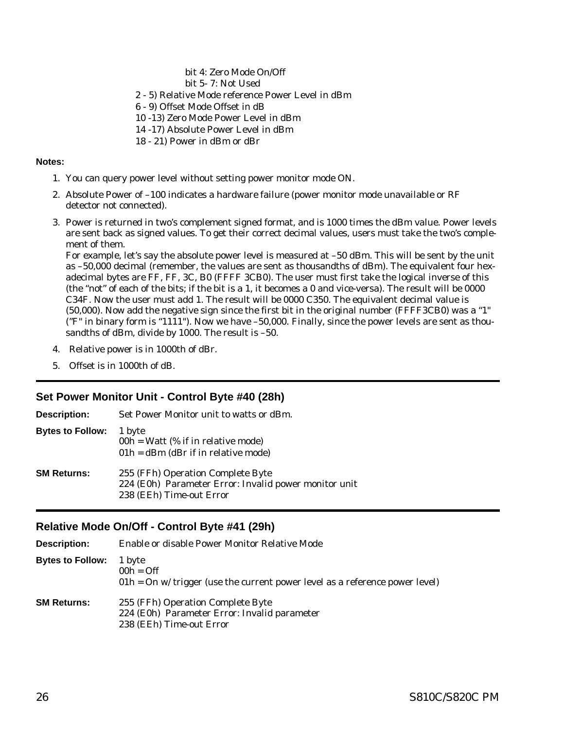bit 4: Zero Mode On/Off

bit 5- 7: Not Used

2 - 5) Relative Mode reference Power Level in dBm

6 - 9) Offset Mode Offset in dB

10 -13) Zero Mode Power Level in dBm

14 -17) Absolute Power Level in dBm

18 - 21) Power in dBm or dBr

**Notes:**

1. You can query power level without setting power monitor mode ON.
2. Absolute Power of –100 indicates a hardware failure (power monitor mode unavailable or RF detector not connected).
3. Power is returned in two's complement signed format, and is 1000 times the dBm value. Power levels are sent back as signed values. To get their correct decimal values, users must take the two's complement of them.
   For example, let's say the absolute power level is measured at –50 dBm. This will be sent by the unit as –50,000 decimal (remember, the values are sent as thousandths of dBm). The equivalent four hexadecimal bytes are FF, FF, 3C, B0 (FFFF 3CB0). The user must first take the logical inverse of this (the "not" of each of the bits; if the bit is a 1, it becomes a 0 and vice-versa). The result will be 0000 C34F. Now the user must add 1. The result will be 0000 C350. The equivalent decimal value is (50,000). Now add the negative sign since the first bit in the original number (FFFF3CB0) was a "1" ("F" in binary form is "1111"). Now we have –50,000. Finally, since the power levels are sent as thousandths of dBm, divide by 1000. The result is –50.
4. Relative power is in 1000th of dBr.
5. Offset is in 1000th of dB.

---

## Set Power Monitor Unit - Control Byte #40 (28h)

**Description:** Set Power Monitor unit to watts or dBm.

**Bytes to Follow:** 1 byte
00h = Watt (% if in relative mode)
01h = dBm (dBr if in relative mode)

**SM Returns:** 255 (FFh) Operation Complete Byte
224 (E0h) Parameter Error: Invalid power monitor unit
238 (EEh) Time-out Error

---

## Relative Mode On/Off - Control Byte #41 (29h)

**Description:** Enable or disable Power Monitor Relative Mode

**Bytes to Follow:** 1 byte
00h = Off
01h = On w/ trigger (use the current power level as a reference power level)

**SM Returns:** 255 (FFh) Operation Complete Byte
224 (E0h) Parameter Error: Invalid parameter
238 (EEh) Time-out Error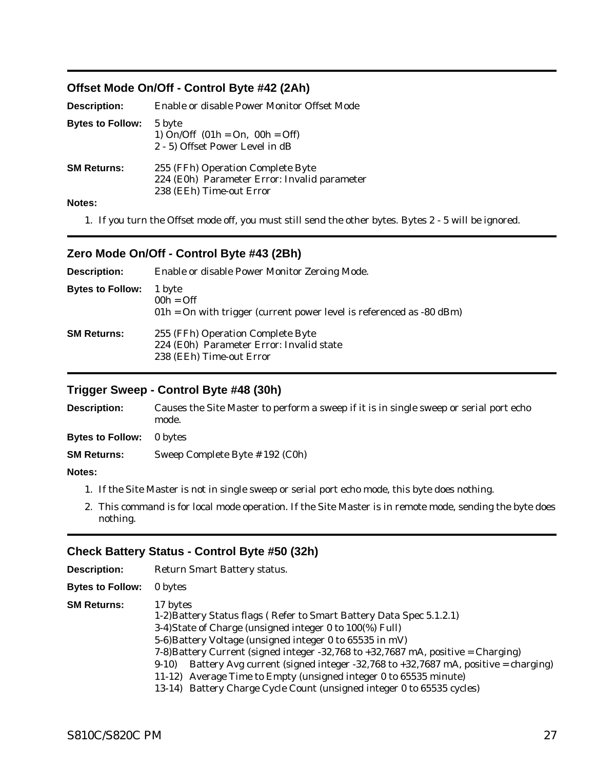## Offset Mode On/Off - Control Byte #42 (2Ah)

**Description:** Enable or disable Power Monitor Offset Mode

**Bytes to Follow:** 5 byte
1) On/Off (01h = On, 00h = Off)
2 - 5) Offset Power Level in dB

**SM Returns:** 255 (FFh) Operation Complete Byte
224 (E0h) Parameter Error: Invalid parameter
238 (EEh) Time-out Error

**Notes:**

1. If you turn the Offset mode off, you must still send the other bytes. Bytes 2 - 5 will be ignored.

## Zero Mode On/Off - Control Byte #43 (2Bh)

**Description:** Enable or disable Power Monitor Zeroing Mode.

**Bytes to Follow:** 1 byte
00h = Off
01h = On with trigger (current power level is referenced as -80 dBm)

**SM Returns:** 255 (FFh) Operation Complete Byte
224 (E0h) Parameter Error: Invalid state
238 (EEh) Time-out Error

## Trigger Sweep - Control Byte #48 (30h)

**Description:** Causes the Site Master to perform a sweep if it is in single sweep or serial port echo mode.

**Bytes to Follow:** 0 bytes

**SM Returns:** Sweep Complete Byte # 192 (C0h)

**Notes:**

1. If the Site Master is not in single sweep or serial port echo mode, this byte does nothing.
2. This command is for local mode operation. If the Site Master is in remote mode, sending the byte does nothing.

## Check Battery Status - Control Byte #50 (32h)

**Description:** Return Smart Battery status.

**Bytes to Follow:** 0 bytes

**SM Returns:** 17 bytes
1-2)Battery Status flags ( Refer to Smart Battery Data Spec 5.1.2.1)
3-4)State of Charge (unsigned integer 0 to 100(%) Full)
5-6)Battery Voltage (unsigned integer 0 to 65535 in mV)
7-8)Battery Current (signed integer -32,768 to +32,7687 mA, positive = Charging)
9-10) Battery Avg current (signed integer -32,768 to +32,7687 mA, positive = charging)
11-12) Average Time to Empty (unsigned integer 0 to 65535 minute)
13-14) Battery Charge Cycle Count (unsigned integer 0 to 65535 cycles)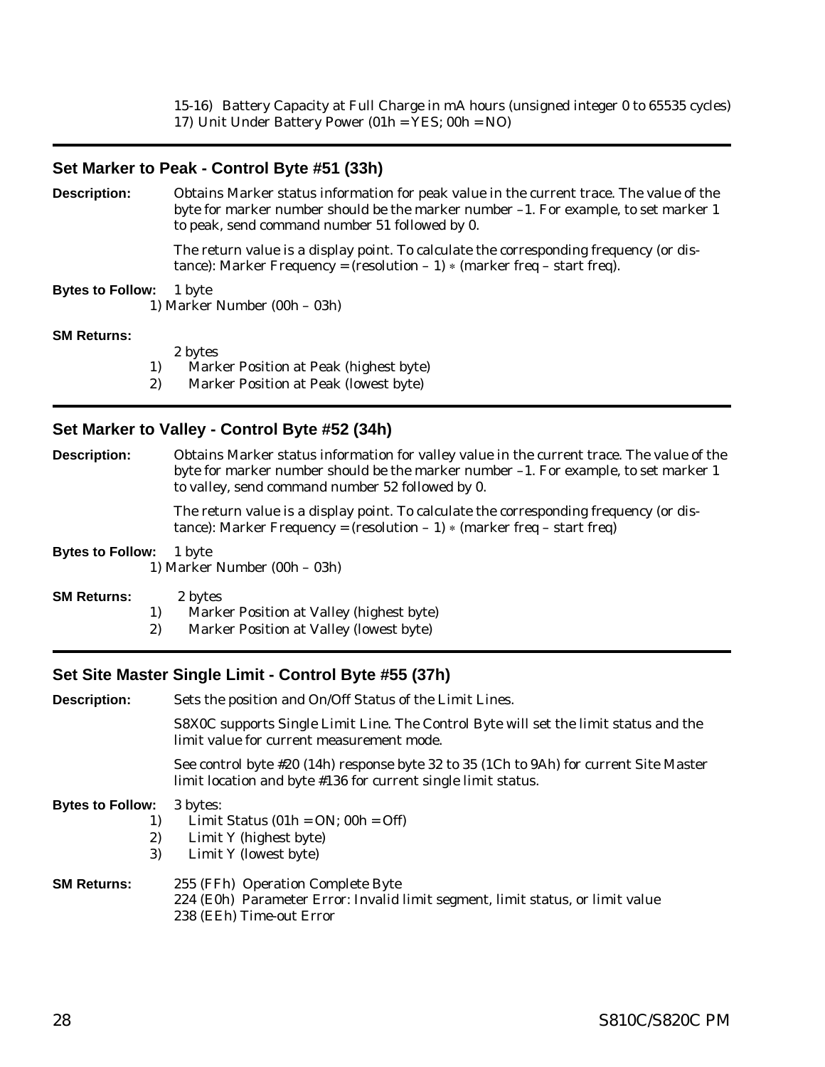15-16) Battery Capacity at Full Charge in mA hours (unsigned integer 0 to 65535 cycles)
17) Unit Under Battery Power (01h = YES; 00h = NO)

## Set Marker to Peak - Control Byte #51 (33h)

**Description:** Obtains Marker status information for peak value in the current trace. The value of the byte for marker number should be the marker number –1. For example, to set marker 1 to peak, send command number 51 followed by 0.

The return value is a display point. To calculate the corresponding frequency (or distance): Marker Frequency = (resolution – 1) ∗ (marker freq – start freq).

**Bytes to Follow:** 1 byte
1) Marker Number (00h – 03h)

**SM Returns:**
2 bytes
1) Marker Position at Peak (highest byte)
2) Marker Position at Peak (lowest byte)

## Set Marker to Valley - Control Byte #52 (34h)

**Description:** Obtains Marker status information for valley value in the current trace. The value of the byte for marker number should be the marker number –1. For example, to set marker 1 to valley, send command number 52 followed by 0.

The return value is a display point. To calculate the corresponding frequency (or distance): Marker Frequency = (resolution – 1) ∗ (marker freq – start freq)

**Bytes to Follow:** 1 byte
1) Marker Number (00h – 03h)

**SM Returns:** 2 bytes
1) Marker Position at Valley (highest byte)
2) Marker Position at Valley (lowest byte)

## Set Site Master Single Limit - Control Byte #55 (37h)

**Description:** Sets the position and On/Off Status of the Limit Lines.

S8X0C supports Single Limit Line. The Control Byte will set the limit status and the limit value for current measurement mode.

See control byte #20 (14h) response byte 32 to 35 (1Ch to 9Ah) for current Site Master limit location and byte #136 for current single limit status.

**Bytes to Follow:** 3 bytes:
1) Limit Status (01h = ON; 00h = Off)
2) Limit Y (highest byte)
3) Limit Y (lowest byte)

**SM Returns:** 255 (FFh) Operation Complete Byte
224 (E0h) Parameter Error: Invalid limit segment, limit status, or limit value
238 (EEh) Time-out Error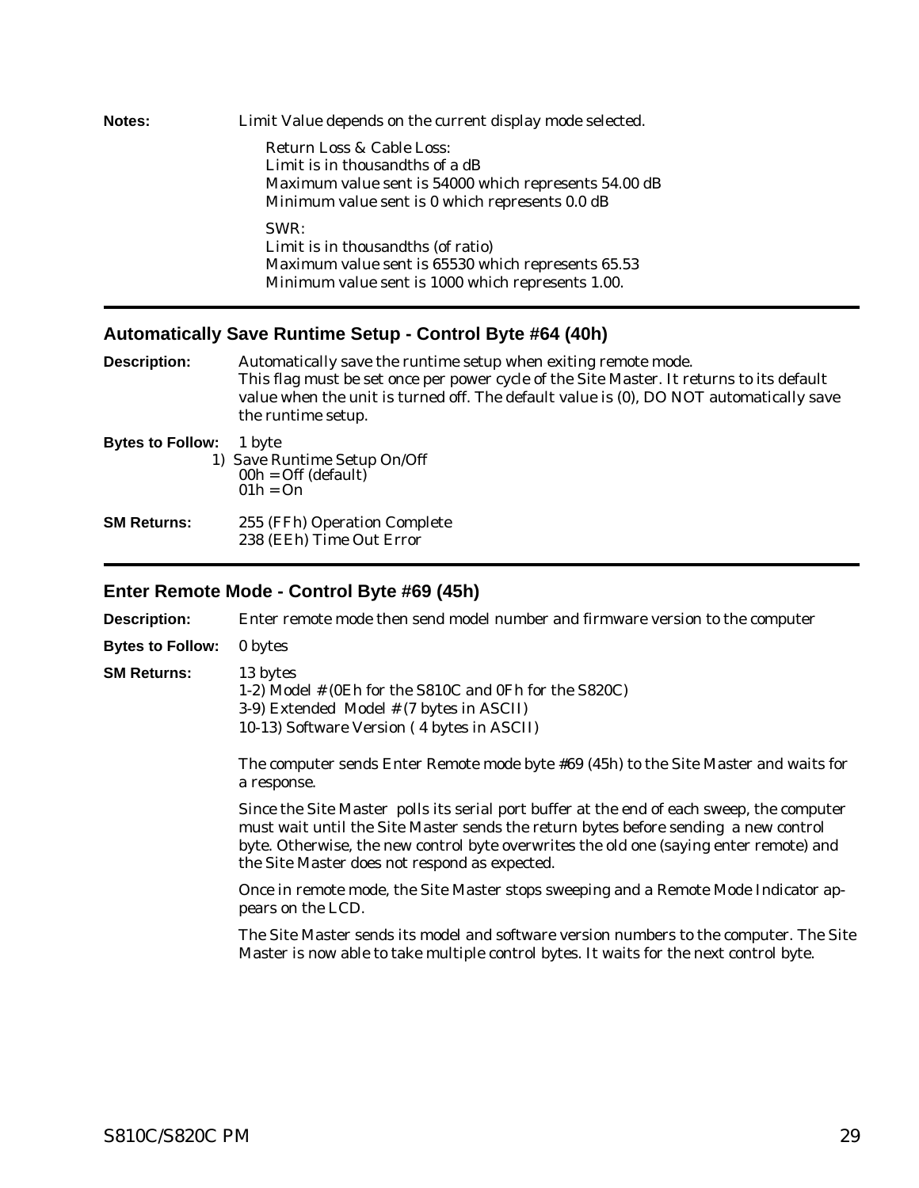**Notes:** Limit Value depends on the current display mode selected.

Return Loss & Cable Loss:
Limit is in thousandths of a dB
Maximum value sent is 54000 which represents 54.00 dB
Minimum value sent is 0 which represents 0.0 dB

SWR:
Limit is in thousandths (of ratio)
Maximum value sent is 65530 which represents 65.53
Minimum value sent is 1000 which represents 1.00.

---

### Automatically Save Runtime Setup - Control Byte #64 (40h)

**Description:** Automatically save the runtime setup when exiting remote mode.
This flag must be set once per power cycle of the Site Master. It returns to its default value when the unit is turned off. The default value is (0), DO NOT automatically save the runtime setup.

**Bytes to Follow:** 1 byte

1) Save Runtime Setup On/Off
   00h = Off (default)
   01h = On

**SM Returns:** 255 (FFh) Operation Complete
238 (EEh) Time Out Error

---

### Enter Remote Mode - Control Byte #69 (45h)

**Description:** Enter remote mode then send model number and firmware version to the computer

**Bytes to Follow:** 0 bytes

**SM Returns:** 13 bytes
1-2) Model # (0Eh for the S810C and 0Fh for the S820C)
3-9) Extended Model # (7 bytes in ASCII)
10-13) Software Version ( 4 bytes in ASCII)

The computer sends Enter Remote mode byte #69 (45h) to the Site Master and waits for a response.

Since the Site Master polls its serial port buffer at the end of each sweep, the computer must wait until the Site Master sends the return bytes before sending a new control byte. Otherwise, the new control byte overwrites the old one (saying enter remote) and the Site Master does not respond as expected.

Once in remote mode, the Site Master stops sweeping and a Remote Mode Indicator appears on the LCD.

The Site Master sends its model and software version numbers to the computer. The Site Master is now able to take multiple control bytes. It waits for the next control byte.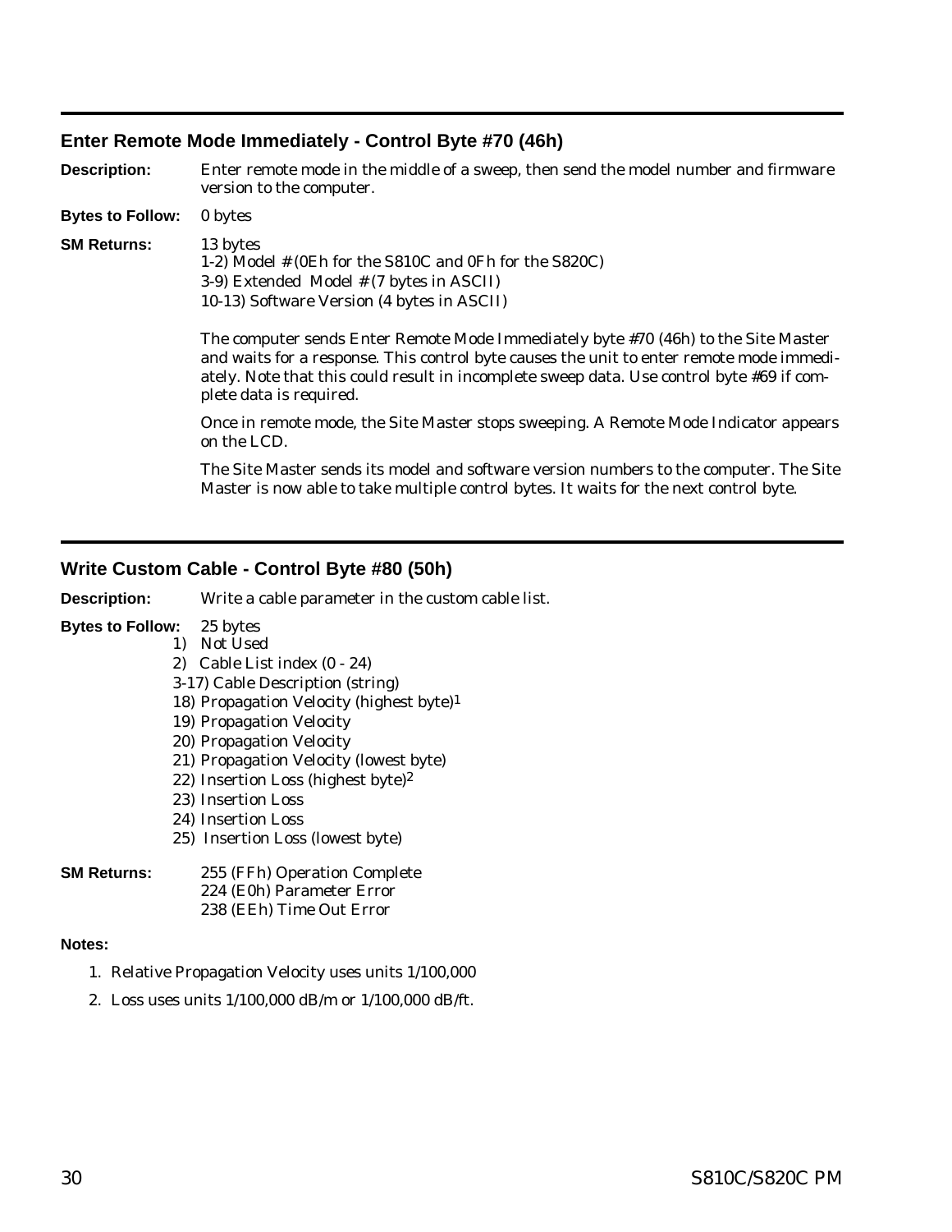## Enter Remote Mode Immediately - Control Byte #70 (46h)

**Description:** Enter remote mode in the middle of a sweep, then send the model number and firmware version to the computer.

**Bytes to Follow:** 0 bytes

**SM Returns:** 13 bytes
1-2) Model # (0Eh for the S810C and 0Fh for the S820C)
3-9) Extended Model # (7 bytes in ASCII)
10-13) Software Version (4 bytes in ASCII)

The computer sends Enter Remote Mode Immediately byte #70 (46h) to the Site Master and waits for a response. This control byte causes the unit to enter remote mode immediately. Note that this could result in incomplete sweep data. Use control byte #69 if complete data is required.

Once in remote mode, the Site Master stops sweeping. A Remote Mode Indicator appears on the LCD.

The Site Master sends its model and software version numbers to the computer. The Site Master is now able to take multiple control bytes. It waits for the next control byte.

## Write Custom Cable - Control Byte #80 (50h)

**Description:** Write a cable parameter in the custom cable list.

**Bytes to Follow:** 25 bytes
1) Not Used
2) Cable List index (0 - 24)
3-17) Cable Description (string)
18) Propagation Velocity (highest byte)[1]
19) Propagation Velocity
20) Propagation Velocity
21) Propagation Velocity (lowest byte)
22) Insertion Loss (highest byte)[2]
23) Insertion Loss
24) Insertion Loss
25) Insertion Loss (lowest byte)

**SM Returns:** 255 (FFh) Operation Complete
224 (E0h) Parameter Error
238 (EEh) Time Out Error

**Notes:**

1. Relative Propagation Velocity uses units 1/100,000
2. Loss uses units 1/100,000 dB/m or 1/100,000 dB/ft.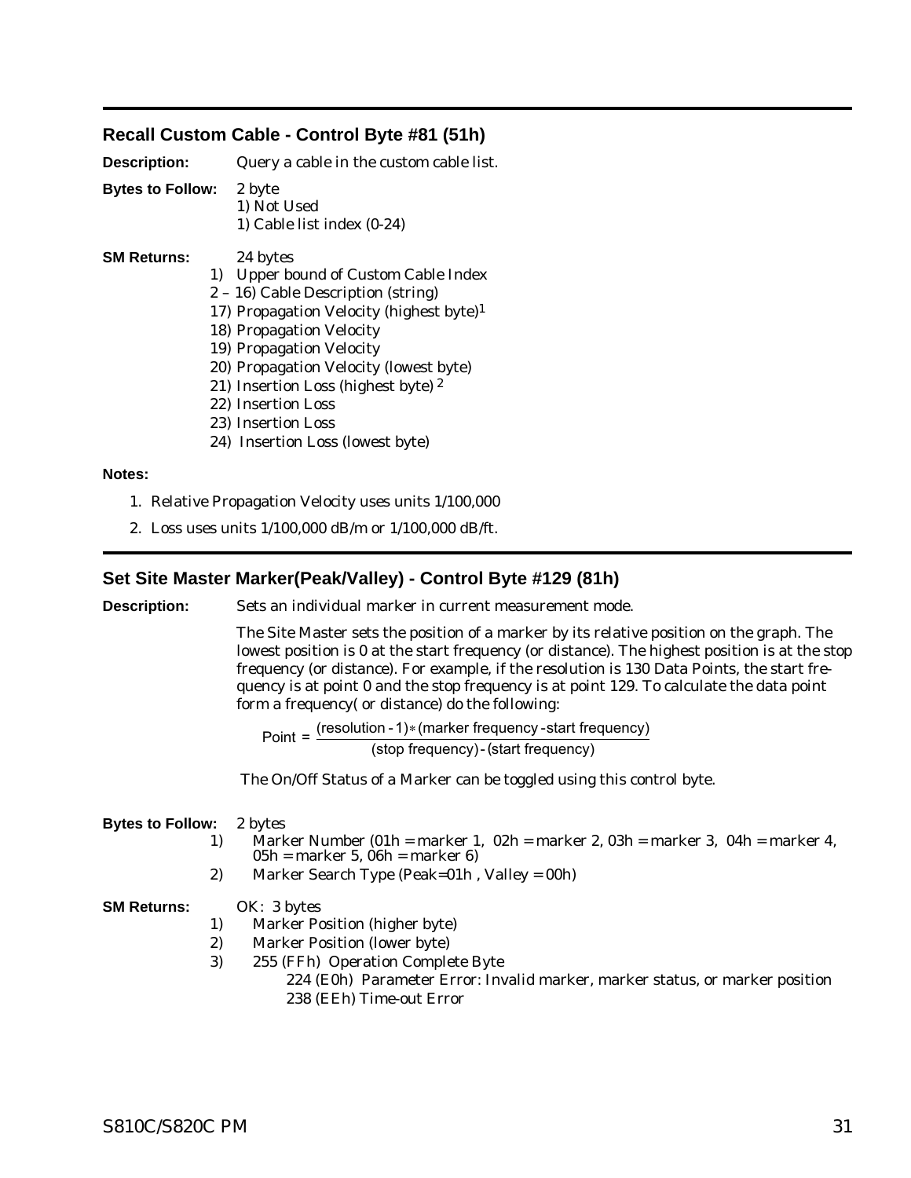## Recall Custom Cable - Control Byte #81 (51h)

**Description:** Query a cable in the custom cable list.

**Bytes to Follow:** 2 byte

1) Not Used
1) Cable list index (0-24)

**SM Returns:** 24 bytes

1) Upper bound of Custom Cable Index
2 – 16) Cable Description (string)
17) Propagation Velocity (highest byte)[1]
18) Propagation Velocity
19) Propagation Velocity
20) Propagation Velocity (lowest byte)
21) Insertion Loss (highest byte) [2]
22) Insertion Loss
23) Insertion Loss
24) Insertion Loss (lowest byte)

**Notes:**

1. Relative Propagation Velocity uses units 1/100,000
2. Loss uses units 1/100,000 dB/m or 1/100,000 dB/ft.

## Set Site Master Marker(Peak/Valley) - Control Byte #129 (81h)

**Description:** Sets an individual marker in current measurement mode.

The Site Master sets the position of a marker by its relative position on the graph. The lowest position is 0 at the start frequency (or distance). The highest position is at the stop frequency (or distance). For example, if the resolution is 130 Data Points, the start frequency is at point 0 and the stop frequency is at point 129. To calculate the data point form a frequency( or distance) do the following:

$$\text{Point} = \frac{(\text{resolution} - 1) * (\text{marker frequency} - \text{start frequency})}{(\text{stop frequency}) - (\text{start frequency})}$$

The On/Off Status of a Marker can be toggled using this control byte.

**Bytes to Follow:** 2 bytes

1) Marker Number (01h = marker 1, 02h = marker 2, 03h = marker 3, 04h = marker 4, 05h = marker 5, 06h = marker 6)
2) Marker Search Type (Peak=01h , Valley = 00h)

**SM Returns:** OK: 3 bytes

1) Marker Position (higher byte)
2) Marker Position (lower byte)
3) 255 (FFh) Operation Complete Byte
   224 (E0h) Parameter Error: Invalid marker, marker status, or marker position
   238 (EEh) Time-out Error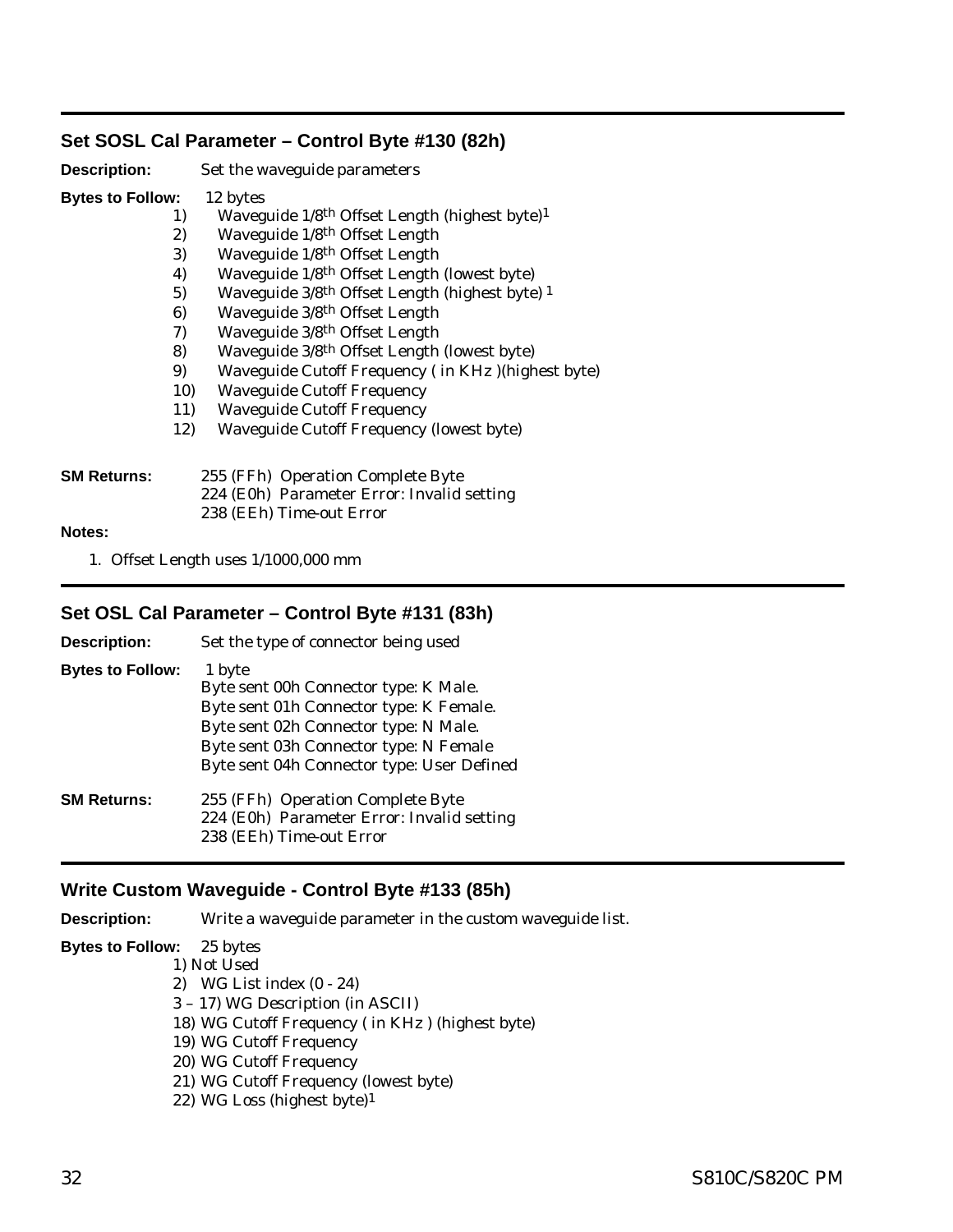## Set SOSL Cal Parameter – Control Byte #130 (82h)

**Description:** Set the waveguide parameters

**Bytes to Follow:** 12 bytes

1) Waveguide 1/8th Offset Length (highest byte)[1]
2) Waveguide 1/8th Offset Length
3) Waveguide 1/8th Offset Length
4) Waveguide 1/8th Offset Length (lowest byte)
5) Waveguide 3/8th Offset Length (highest byte) [1]
6) Waveguide 3/8th Offset Length
7) Waveguide 3/8th Offset Length
8) Waveguide 3/8th Offset Length (lowest byte)
9) Waveguide Cutoff Frequency ( in KHz )(highest byte)
10) Waveguide Cutoff Frequency
11) Waveguide Cutoff Frequency
12) Waveguide Cutoff Frequency (lowest byte)

**SM Returns:** 255 (FFh) Operation Complete Byte
224 (E0h) Parameter Error: Invalid setting
238 (EEh) Time-out Error

**Notes:**

1. Offset Length uses 1/1000,000 mm

## Set OSL Cal Parameter – Control Byte #131 (83h)

**Description:** Set the type of connector being used

**Bytes to Follow:** 1 byte
Byte sent 00h Connector type: K Male.
Byte sent 01h Connector type: K Female.
Byte sent 02h Connector type: N Male.
Byte sent 03h Connector type: N Female
Byte sent 04h Connector type: User Defined

**SM Returns:** 255 (FFh) Operation Complete Byte
224 (E0h) Parameter Error: Invalid setting
238 (EEh) Time-out Error

## Write Custom Waveguide - Control Byte #133 (85h)

**Description:** Write a waveguide parameter in the custom waveguide list.

**Bytes to Follow:** 25 bytes

1) Not Used
2) WG List index (0 - 24)
3 – 17) WG Description (in ASCII)
18) WG Cutoff Frequency ( in KHz ) (highest byte)
19) WG Cutoff Frequency
20) WG Cutoff Frequency
21) WG Cutoff Frequency (lowest byte)
22) WG Loss (highest byte)[1]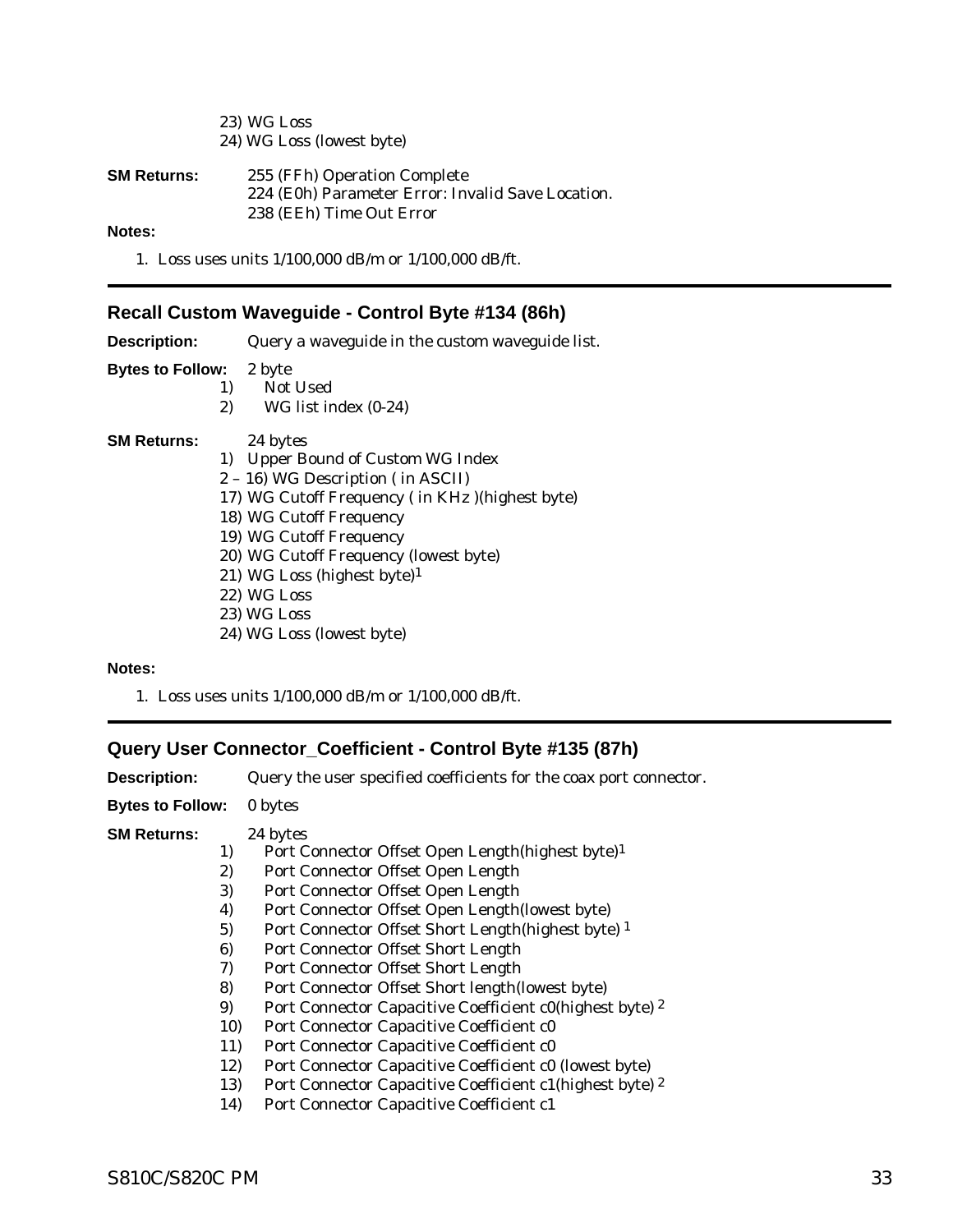23) WG Loss
24) WG Loss (lowest byte)

**SM Returns:** 255 (FFh) Operation Complete
224 (E0h) Parameter Error: Invalid Save Location.
238 (EEh) Time Out Error

**Notes:**

1. Loss uses units 1/100,000 dB/m or 1/100,000 dB/ft.

---

### Recall Custom Waveguide - Control Byte #134 (86h)

**Description:** Query a waveguide in the custom waveguide list.

**Bytes to Follow:** 2 byte

1) Not Used
2) WG list index (0-24)

**SM Returns:** 24 bytes

1) Upper Bound of Custom WG Index
2 – 16) WG Description ( in ASCII)
17) WG Cutoff Frequency ( in KHz )(highest byte)
18) WG Cutoff Frequency
19) WG Cutoff Frequency
20) WG Cutoff Frequency (lowest byte)
21) WG Loss (highest byte)[1]
22) WG Loss
23) WG Loss
24) WG Loss (lowest byte)

**Notes:**

1. Loss uses units 1/100,000 dB/m or 1/100,000 dB/ft.

---

### Query User Connector_Coefficient - Control Byte #135 (87h)

**Description:** Query the user specified coefficients for the coax port connector.

**Bytes to Follow:** 0 bytes

**SM Returns:** 24 bytes

1) Port Connector Offset Open Length(highest byte)[1]
2) Port Connector Offset Open Length
3) Port Connector Offset Open Length
4) Port Connector Offset Open Length(lowest byte)
5) Port Connector Offset Short Length(highest byte) [1]
6) Port Connector Offset Short Length
7) Port Connector Offset Short Length
8) Port Connector Offset Short length(lowest byte)
9) Port Connector Capacitive Coefficient c0(highest byte) [2]
10) Port Connector Capacitive Coefficient c0
11) Port Connector Capacitive Coefficient c0
12) Port Connector Capacitive Coefficient c0 (lowest byte)
13) Port Connector Capacitive Coefficient c1(highest byte) [2]
14) Port Connector Capacitive Coefficient c1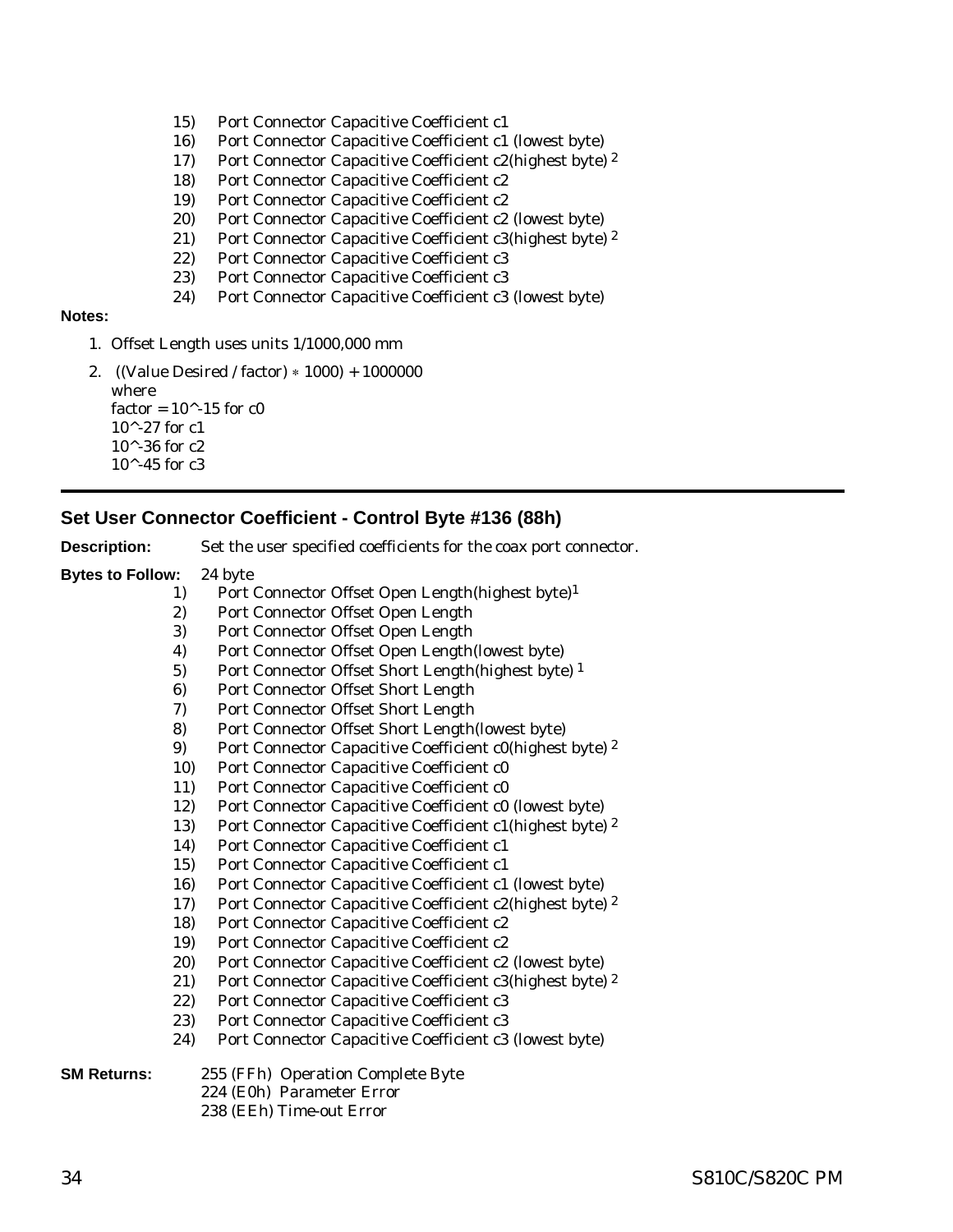15) Port Connector Capacitive Coefficient c1
16) Port Connector Capacitive Coefficient c1 (lowest byte)
17) Port Connector Capacitive Coefficient c2(highest byte) [2]
18) Port Connector Capacitive Coefficient c2
19) Port Connector Capacitive Coefficient c2
20) Port Connector Capacitive Coefficient c2 (lowest byte)
21) Port Connector Capacitive Coefficient c3(highest byte) [2]
22) Port Connector Capacitive Coefficient c3
23) Port Connector Capacitive Coefficient c3
24) Port Connector Capacitive Coefficient c3 (lowest byte)

**Notes:**

1. Offset Length uses units 1/1000,000 mm
2. ((Value Desired / factor) ∗ 1000) + 1000000
   where
   factor = 10^-15 for c0
   10^-27 for c1
   10^-36 for c2
   10^-45 for c3

---

## Set User Connector Coefficient - Control Byte #136 (88h)

**Description:** Set the user specified coefficients for the coax port connector.

**Bytes to Follow:** 24 byte

1) Port Connector Offset Open Length(highest byte)[1]
2) Port Connector Offset Open Length
3) Port Connector Offset Open Length
4) Port Connector Offset Open Length(lowest byte)
5) Port Connector Offset Short Length(highest byte) [1]
6) Port Connector Offset Short Length
7) Port Connector Offset Short Length
8) Port Connector Offset Short Length(lowest byte)
9) Port Connector Capacitive Coefficient c0(highest byte) [2]
10) Port Connector Capacitive Coefficient c0
11) Port Connector Capacitive Coefficient c0
12) Port Connector Capacitive Coefficient c0 (lowest byte)
13) Port Connector Capacitive Coefficient c1(highest byte) [2]
14) Port Connector Capacitive Coefficient c1
15) Port Connector Capacitive Coefficient c1
16) Port Connector Capacitive Coefficient c1 (lowest byte)
17) Port Connector Capacitive Coefficient c2(highest byte) [2]
18) Port Connector Capacitive Coefficient c2
19) Port Connector Capacitive Coefficient c2
20) Port Connector Capacitive Coefficient c2 (lowest byte)
21) Port Connector Capacitive Coefficient c3(highest byte) [2]
22) Port Connector Capacitive Coefficient c3
23) Port Connector Capacitive Coefficient c3
24) Port Connector Capacitive Coefficient c3 (lowest byte)

**SM Returns:** 255 (FFh) Operation Complete Byte
224 (E0h) Parameter Error
238 (EEh) Time-out Error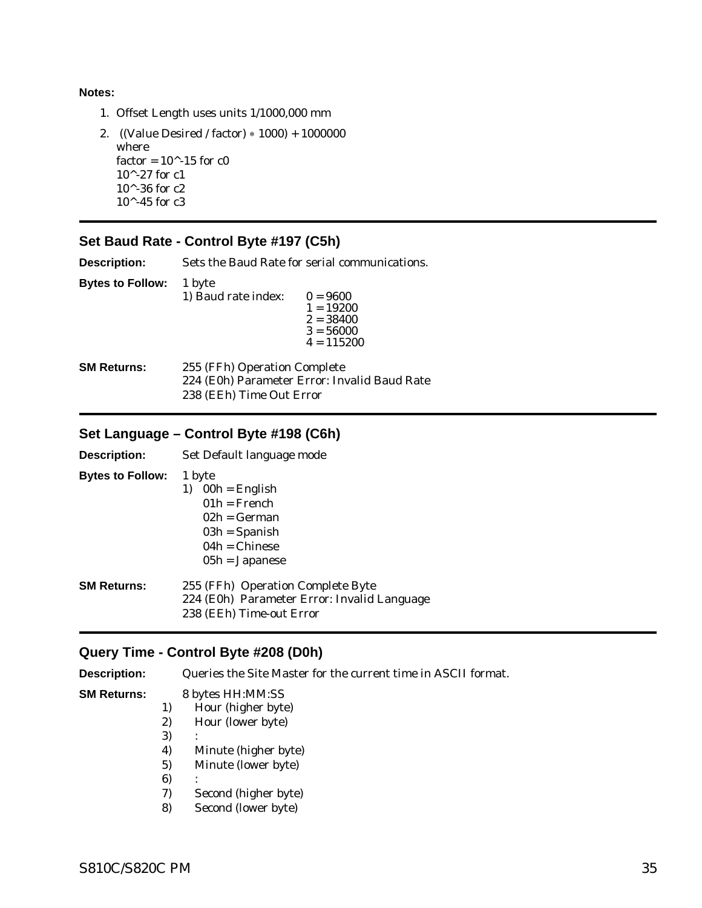**Notes:**

1. Offset Length uses units 1/1000,000 mm
2. ((Value Desired / factor) ∗ 1000) + 1000000
   where
   factor = 10^-15 for c0
   10^-27 for c1
   10^-36 for c2
   10^-45 for c3

---

## Set Baud Rate - Control Byte #197 (C5h)

**Description:** Sets the Baud Rate for serial communications.

**Bytes to Follow:** 1 byte

1) Baud rate index:
   - 0 = 9600
   - 1 = 19200
   - 2 = 38400
   - 3 = 56000
   - 4 = 115200

**SM Returns:**
255 (FFh) Operation Complete
224 (E0h) Parameter Error: Invalid Baud Rate
238 (EEh) Time Out Error

---

## Set Language – Control Byte #198 (C6h)

**Description:** Set Default language mode

**Bytes to Follow:** 1 byte

1) 00h = English
   01h = French
   02h = German
   03h = Spanish
   04h = Chinese
   05h = Japanese

**SM Returns:**
255 (FFh) Operation Complete Byte
224 (E0h) Parameter Error: Invalid Language
238 (EEh) Time-out Error

---

## Query Time - Control Byte #208 (D0h)

**Description:** Queries the Site Master for the current time in ASCII format.

**SM Returns:** 8 bytes HH:MM:SS

1) Hour (higher byte)
2) Hour (lower byte)
3) :
4) Minute (higher byte)
5) Minute (lower byte)
6) :
7) Second (higher byte)
8) Second (lower byte)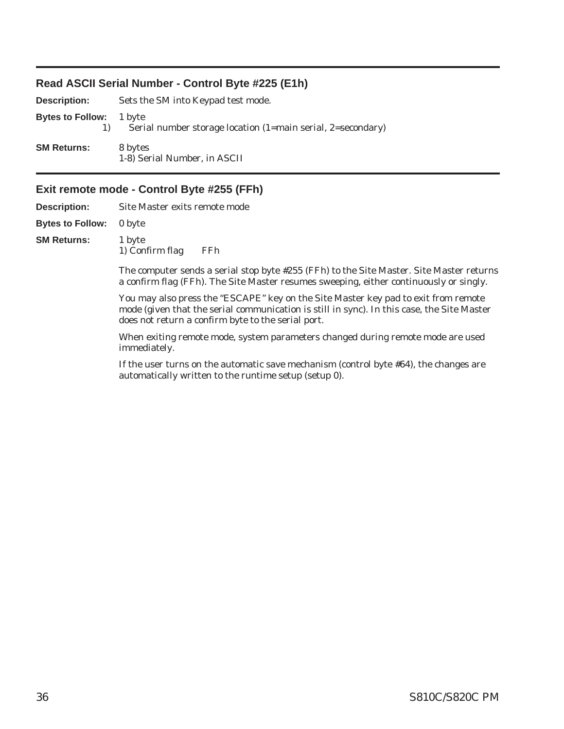### Read ASCII Serial Number - Control Byte #225 (E1h)

**Description:** Sets the SM into Keypad test mode.

**Bytes to Follow:** 1 byte

1) Serial number storage location (1=main serial, 2=secondary)

**SM Returns:** 8 bytes

1-8) Serial Number, in ASCII

### Exit remote mode - Control Byte #255 (FFh)

**Description:** Site Master exits remote mode

**Bytes to Follow:** 0 byte

**SM Returns:** 1 byte

1) Confirm flag FFh

The computer sends a serial stop byte #255 (FFh) to the Site Master. Site Master returns a confirm flag (FFh). The Site Master resumes sweeping, either continuously or singly.

You may also press the "ESCAPE" key on the Site Master key pad to exit from remote mode (given that the serial communication is still in sync). In this case, the Site Master does not return a confirm byte to the serial port.

When exiting remote mode, system parameters changed during remote mode are used immediately.

If the user turns on the automatic save mechanism (control byte #64), the changes are automatically written to the runtime setup (setup 0).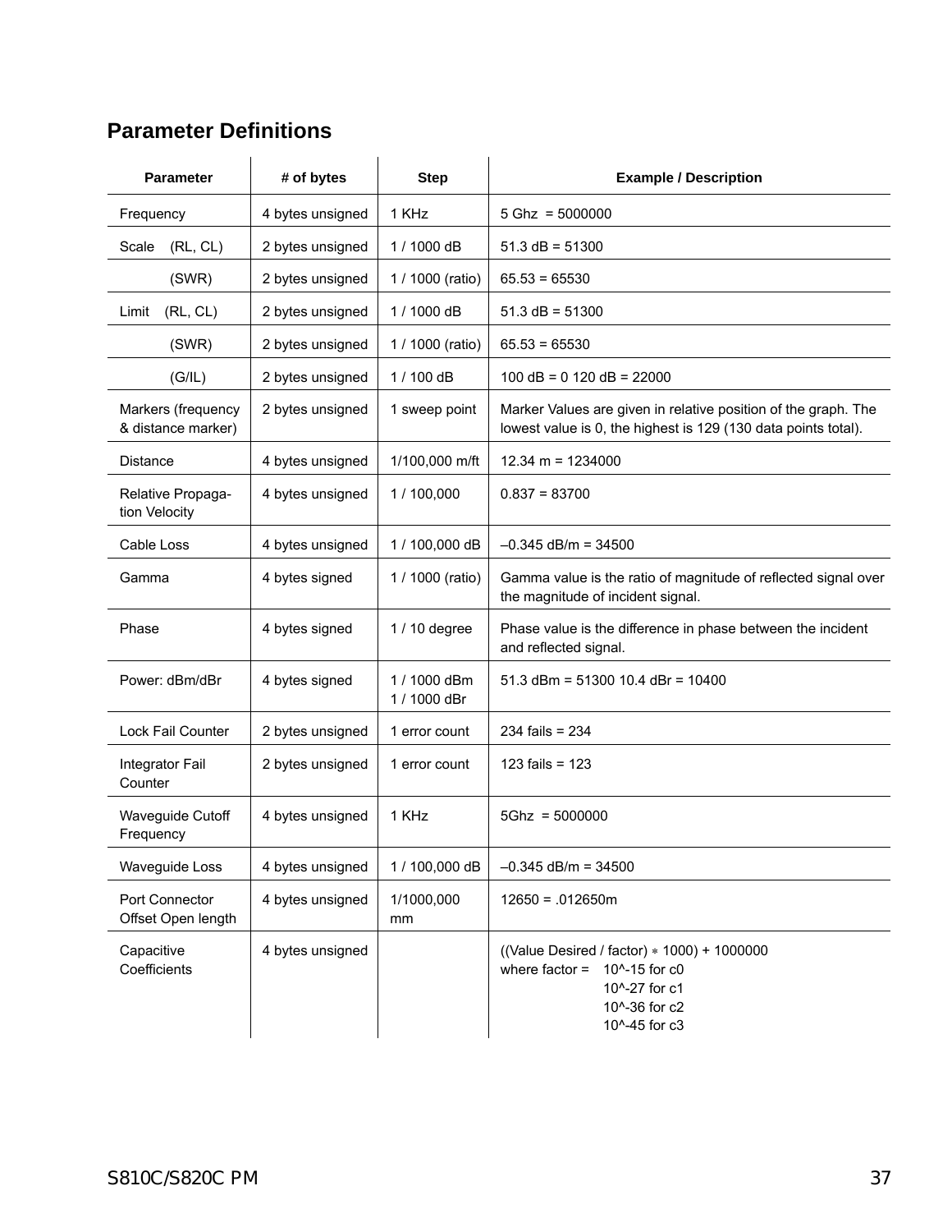## Parameter Definitions

| Parameter | # of bytes | Step | Example / Description |
|---|---|---|---|
| Frequency | 4 bytes unsigned | 1 KHz | 5 Ghz = 5000000 |
| Scale (RL, CL) | 2 bytes unsigned | 1 / 1000 dB | 51.3 dB = 51300 |
| (SWR) | 2 bytes unsigned | 1 / 1000 (ratio) | 65.53 = 65530 |
| Limit (RL, CL) | 2 bytes unsigned | 1 / 1000 dB | 51.3 dB = 51300 |
| (SWR) | 2 bytes unsigned | 1 / 1000 (ratio) | 65.53 = 65530 |
| (G/IL) | 2 bytes unsigned | 1 / 100 dB | 100 dB = 0 120 dB = 22000 |
| Markers (frequency & distance marker) | 2 bytes unsigned | 1 sweep point | Marker Values are given in relative position of the graph. The lowest value is 0, the highest is 129 (130 data points total). |
| Distance | 4 bytes unsigned | 1/100,000 m/ft | 12.34 m = 1234000 |
| Relative Propagation Velocity | 4 bytes unsigned | 1 / 100,000 | 0.837 = 83700 |
| Cable Loss | 4 bytes unsigned | 1 / 100,000 dB | –0.345 dB/m = 34500 |
| Gamma | 4 bytes signed | 1 / 1000 (ratio) | Gamma value is the ratio of magnitude of reflected signal over the magnitude of incident signal. |
| Phase | 4 bytes signed | 1 / 10 degree | Phase value is the difference in phase between the incident and reflected signal. |
| Power: dBm/dBr | 4 bytes signed | 1 / 1000 dBm<br>1 / 1000 dBr | 51.3 dBm = 51300 10.4 dBr = 10400 |
| Lock Fail Counter | 2 bytes unsigned | 1 error count | 234 fails = 234 |
| Integrator Fail Counter | 2 bytes unsigned | 1 error count | 123 fails = 123 |
| Waveguide Cutoff Frequency | 4 bytes unsigned | 1 KHz | 5Ghz = 5000000 |
| Waveguide Loss | 4 bytes unsigned | 1 / 100,000 dB | –0.345 dB/m = 34500 |
| Port Connector Offset Open length | 4 bytes unsigned | 1/1000,000 mm | 12650 = .012650m |
| Capacitive Coefficients | 4 bytes unsigned | | ((Value Desired / factor) ∗ 1000) + 1000000<br>where factor = 10^-15 for c0<br>10^-27 for c1<br>10^-36 for c2<br>10^-45 for c3 |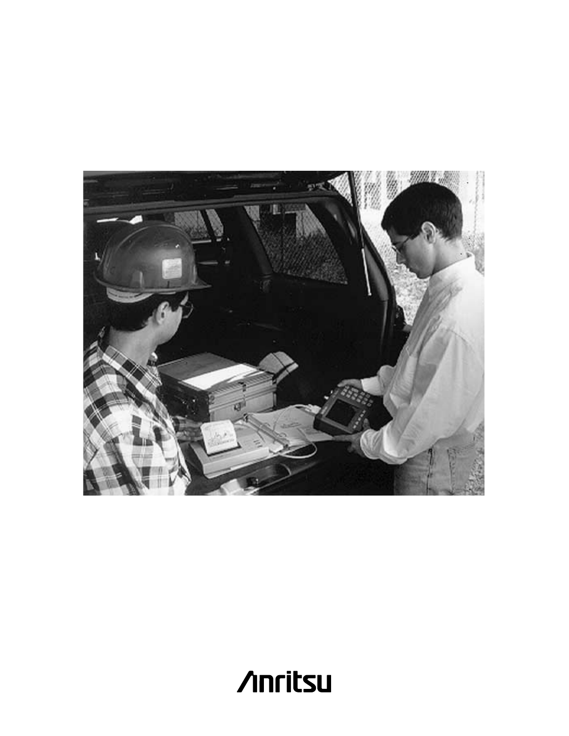Anritsu